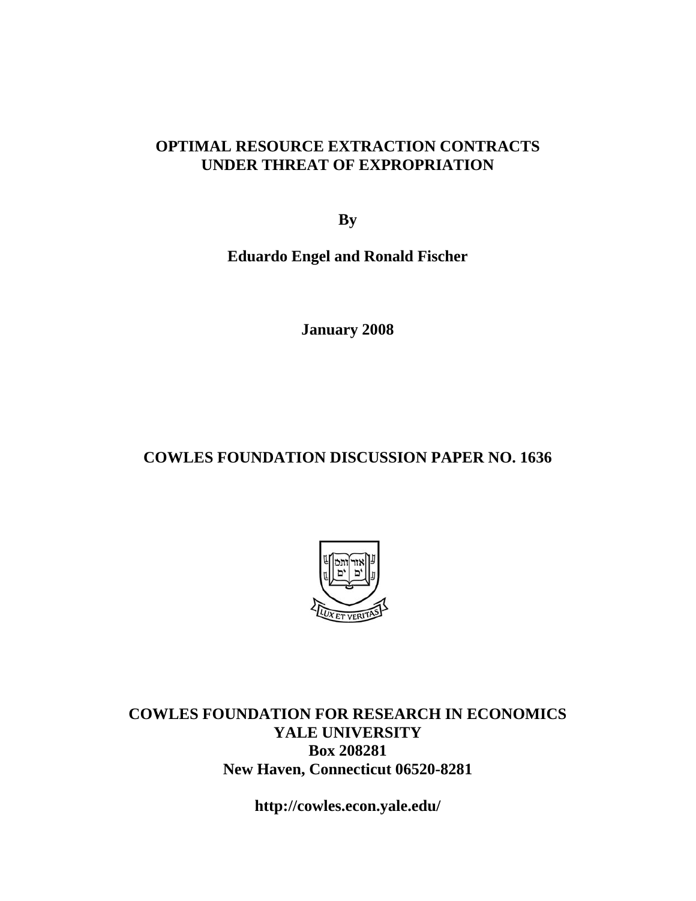# OPTIMAL RESOURCE EXTRACTION CONTRACTS UNDER THREAT OF EXPROPRIATION

**By**

**Eduardo Engel and Ronald Fischer**

**January 2008**

**COWLES FOUNDATION DISCUSSION PAPER NO. 1636**

**COWLES FOUNDATION FOR RESEARCH IN ECONOMICS**
**YALE UNIVERSITY**
**Box 208281**
**New Haven, Connecticut 06520-8281**

**http://cowles.econ.yale.edu/**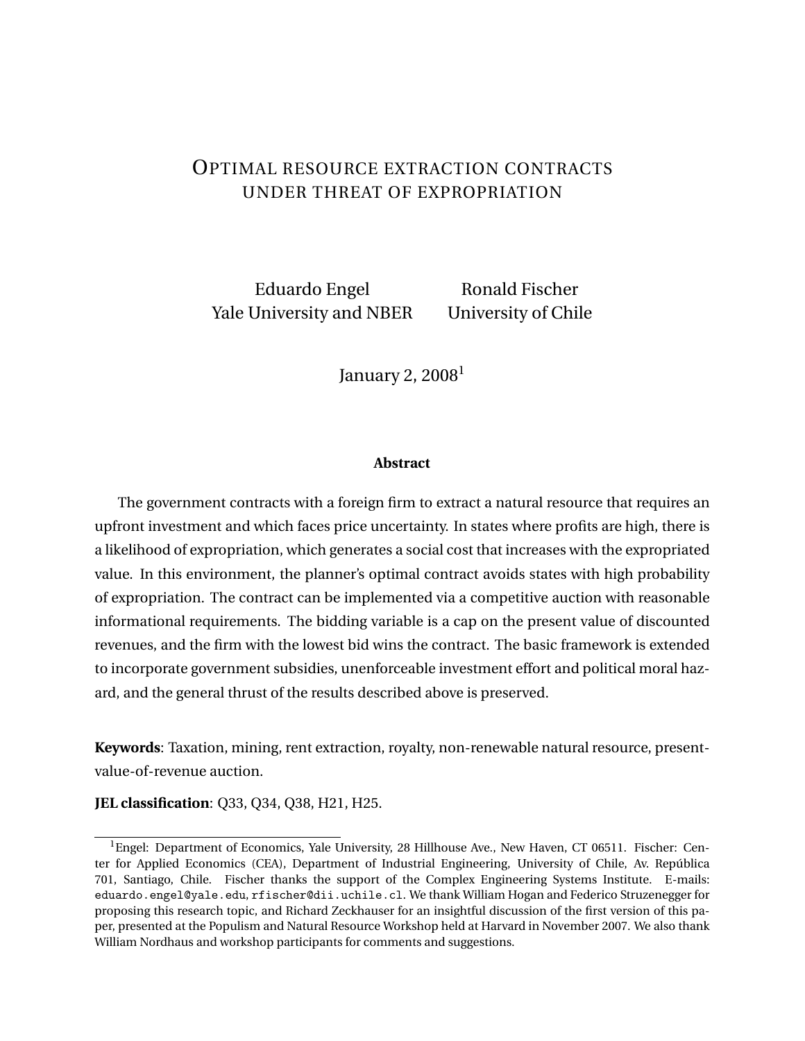# Optimal resource extraction contracts under threat of expropriation

Eduardo Engel
Yale University and NBER

Ronald Fischer
University of Chile

January 2, 2008[1]

**Abstract**

The government contracts with a foreign firm to extract a natural resource that requires an upfront investment and which faces price uncertainty. In states where profits are high, there is a likelihood of expropriation, which generates a social cost that increases with the expropriated value. In this environment, the planner's optimal contract avoids states with high probability of expropriation. The contract can be implemented via a competitive auction with reasonable informational requirements. The bidding variable is a cap on the present value of discounted revenues, and the firm with the lowest bid wins the contract. The basic framework is extended to incorporate government subsidies, unenforceable investment effort and political moral hazard, and the general thrust of the results described above is preserved.

**Keywords**: Taxation, mining, rent extraction, royalty, non-renewable natural resource, present-value-of-revenue auction.

**JEL classification**: Q33, Q34, Q38, H21, H25.

[1] Engel: Department of Economics, Yale University, 28 Hillhouse Ave., New Haven, CT 06511. Fischer: Center for Applied Economics (CEA), Department of Industrial Engineering, University of Chile, Av. República 701, Santiago, Chile. Fischer thanks the support of the Complex Engineering Systems Institute. E-mails: eduardo.engel@yale.edu, rfischer@dii.uchile.cl. We thank William Hogan and Federico Struzenegger for proposing this research topic, and Richard Zeckhauser for an insightful discussion of the first version of this paper, presented at the Populism and Natural Resource Workshop held at Harvard in November 2007. We also thank William Nordhaus and workshop participants for comments and suggestions.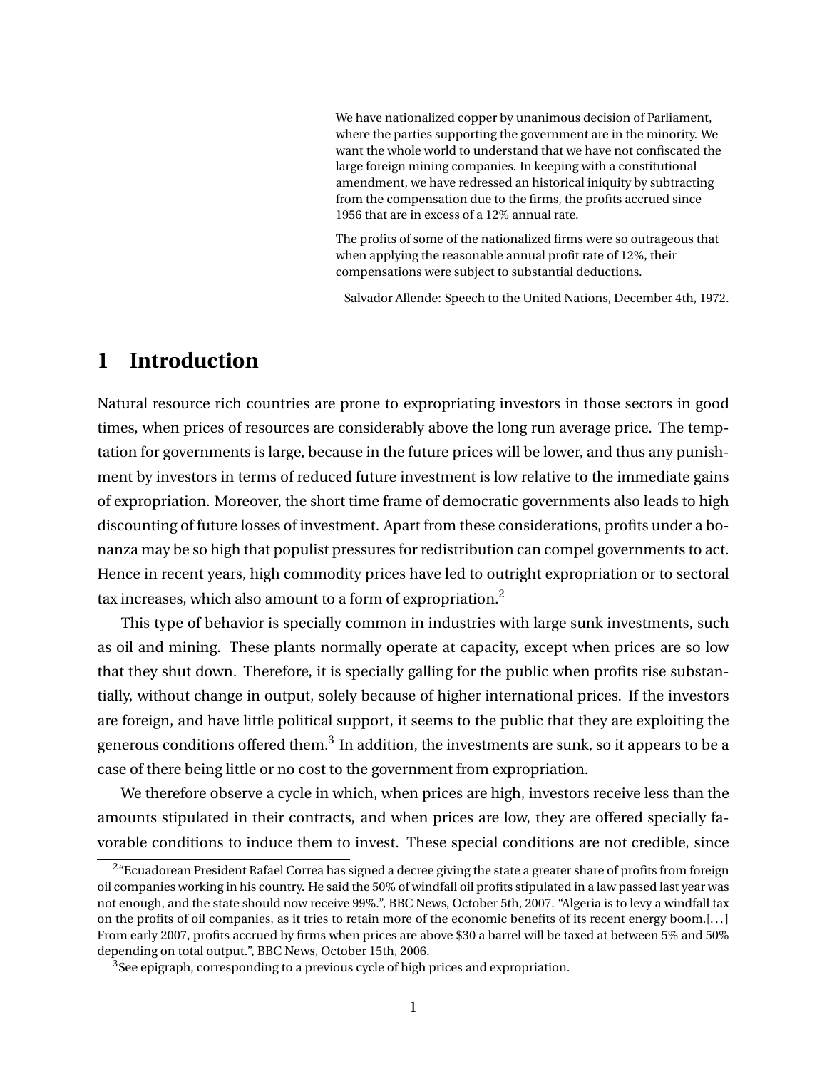> We have nationalized copper by unanimous decision of Parliament, where the parties supporting the government are in the minority. We want the whole world to understand that we have not confiscated the large foreign mining companies. In keeping with a constitutional amendment, we have redressed an historical iniquity by subtracting from the compensation due to the firms, the profits accrued since 1956 that are in excess of a 12% annual rate.
>
> The profits of some of the nationalized firms were so outrageous that when applying the reasonable annual profit rate of 12%, their compensations were subject to substantial deductions.
>
> Salvador Allende: Speech to the United Nations, December 4th, 1972.

# 1 Introduction

Natural resource rich countries are prone to expropriating investors in those sectors in good times, when prices of resources are considerably above the long run average price. The temptation for governments is large, because in the future prices will be lower, and thus any punishment by investors in terms of reduced future investment is low relative to the immediate gains of expropriation. Moreover, the short time frame of democratic governments also leads to high discounting of future losses of investment. Apart from these considerations, profits under a bonanza may be so high that populist pressures for redistribution can compel governments to act. Hence in recent years, high commodity prices have led to outright expropriation or to sectoral tax increases, which also amount to a form of expropriation.[2]

This type of behavior is specially common in industries with large sunk investments, such as oil and mining. These plants normally operate at capacity, except when prices are so low that they shut down. Therefore, it is specially galling for the public when profits rise substantially, without change in output, solely because of higher international prices. If the investors are foreign, and have little political support, it seems to the public that they are exploiting the generous conditions offered them.[3] In addition, the investments are sunk, so it appears to be a case of there being little or no cost to the government from expropriation.

We therefore observe a cycle in which, when prices are high, investors receive less than the amounts stipulated in their contracts, and when prices are low, they are offered specially favorable conditions to induce them to invest. These special conditions are not credible, since

[2] "Ecuadorean President Rafael Correa has signed a decree giving the state a greater share of profits from foreign oil companies working in his country. He said the 50% of windfall oil profits stipulated in a law passed last year was not enough, and the state should now receive 99%.", BBC News, October 5th, 2007. "Algeria is to levy a windfall tax on the profits of oil companies, as it tries to retain more of the economic benefits of its recent energy boom.[...] From early 2007, profits accrued by firms when prices are above $30 a barrel will be taxed at between 5% and 50% depending on total output.", BBC News, October 15th, 2006.

[3] See epigraph, corresponding to a previous cycle of high prices and expropriation.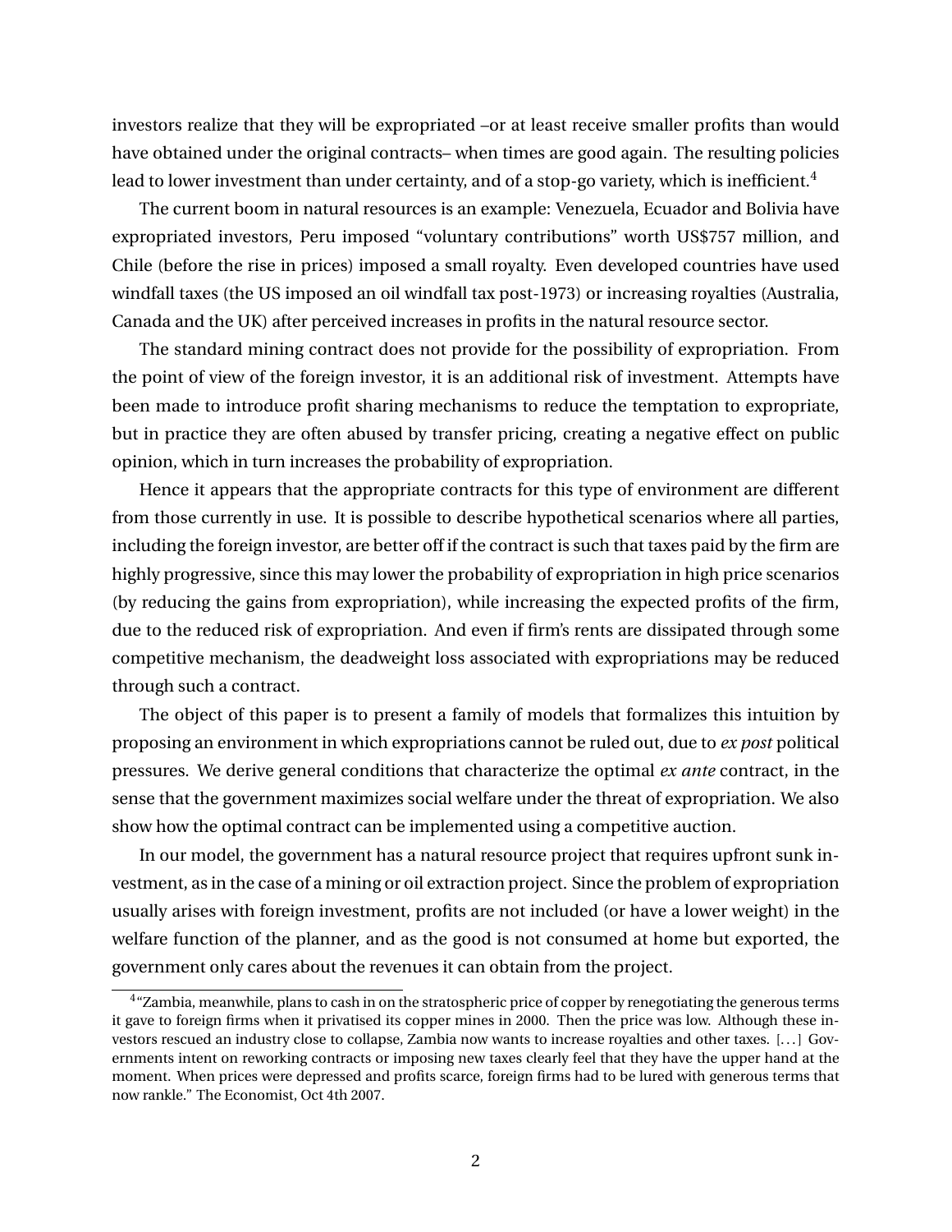investors realize that they will be expropriated –or at least receive smaller profits than would have obtained under the original contracts– when times are good again. The resulting policies lead to lower investment than under certainty, and of a stop-go variety, which is inefficient.[4]

The current boom in natural resources is an example: Venezuela, Ecuador and Bolivia have expropriated investors, Peru imposed "voluntary contributions" worth US$757 million, and Chile (before the rise in prices) imposed a small royalty. Even developed countries have used windfall taxes (the US imposed an oil windfall tax post-1973) or increasing royalties (Australia, Canada and the UK) after perceived increases in profits in the natural resource sector.

The standard mining contract does not provide for the possibility of expropriation. From the point of view of the foreign investor, it is an additional risk of investment. Attempts have been made to introduce profit sharing mechanisms to reduce the temptation to expropriate, but in practice they are often abused by transfer pricing, creating a negative effect on public opinion, which in turn increases the probability of expropriation.

Hence it appears that the appropriate contracts for this type of environment are different from those currently in use. It is possible to describe hypothetical scenarios where all parties, including the foreign investor, are better off if the contract is such that taxes paid by the firm are highly progressive, since this may lower the probability of expropriation in high price scenarios (by reducing the gains from expropriation), while increasing the expected profits of the firm, due to the reduced risk of expropriation. And even if firm's rents are dissipated through some competitive mechanism, the deadweight loss associated with expropriations may be reduced through such a contract.

The object of this paper is to present a family of models that formalizes this intuition by proposing an environment in which expropriations cannot be ruled out, due to *ex post* political pressures. We derive general conditions that characterize the optimal *ex ante* contract, in the sense that the government maximizes social welfare under the threat of expropriation. We also show how the optimal contract can be implemented using a competitive auction.

In our model, the government has a natural resource project that requires upfront sunk investment, as in the case of a mining or oil extraction project. Since the problem of expropriation usually arises with foreign investment, profits are not included (or have a lower weight) in the welfare function of the planner, and as the good is not consumed at home but exported, the government only cares about the revenues it can obtain from the project.

[4] "Zambia, meanwhile, plans to cash in on the stratospheric price of copper by renegotiating the generous terms it gave to foreign firms when it privatised its copper mines in 2000. Then the price was low. Although these investors rescued an industry close to collapse, Zambia now wants to increase royalties and other taxes. [...] Governments intent on reworking contracts or imposing new taxes clearly feel that they have the upper hand at the moment. When prices were depressed and profits scarce, foreign firms had to be lured with generous terms that now rankle." The Economist, Oct 4th 2007.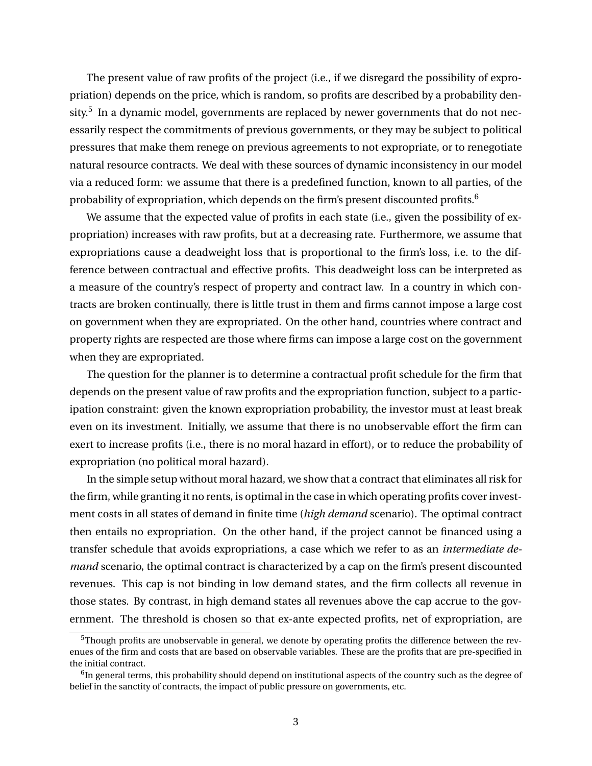The present value of raw profits of the project (i.e., if we disregard the possibility of expropriation) depends on the price, which is random, so profits are described by a probability density.[5] In a dynamic model, governments are replaced by newer governments that do not necessarily respect the commitments of previous governments, or they may be subject to political pressures that make them renege on previous agreements to not expropriate, or to renegotiate natural resource contracts. We deal with these sources of dynamic inconsistency in our model via a reduced form: we assume that there is a predefined function, known to all parties, of the probability of expropriation, which depends on the firm's present discounted profits.[6]

We assume that the expected value of profits in each state (i.e., given the possibility of expropriation) increases with raw profits, but at a decreasing rate. Furthermore, we assume that expropriations cause a deadweight loss that is proportional to the firm's loss, i.e. to the difference between contractual and effective profits. This deadweight loss can be interpreted as a measure of the country's respect of property and contract law. In a country in which contracts are broken continually, there is little trust in them and firms cannot impose a large cost on government when they are expropriated. On the other hand, countries where contract and property rights are respected are those where firms can impose a large cost on the government when they are expropriated.

The question for the planner is to determine a contractual profit schedule for the firm that depends on the present value of raw profits and the expropriation function, subject to a participation constraint: given the known expropriation probability, the investor must at least break even on its investment. Initially, we assume that there is no unobservable effort the firm can exert to increase profits (i.e., there is no moral hazard in effort), or to reduce the probability of expropriation (no political moral hazard).

In the simple setup without moral hazard, we show that a contract that eliminates all risk for the firm, while granting it no rents, is optimal in the case in which operating profits cover investment costs in all states of demand in finite time (*high demand* scenario). The optimal contract then entails no expropriation. On the other hand, if the project cannot be financed using a transfer schedule that avoids expropriations, a case which we refer to as an *intermediate demand* scenario, the optimal contract is characterized by a cap on the firm's present discounted revenues. This cap is not binding in low demand states, and the firm collects all revenue in those states. By contrast, in high demand states all revenues above the cap accrue to the government. The threshold is chosen so that ex-ante expected profits, net of expropriation, are

[5] Though profits are unobservable in general, we denote by operating profits the difference between the revenues of the firm and costs that are based on observable variables. These are the profits that are pre-specified in the initial contract.

[6] In general terms, this probability should depend on institutional aspects of the country such as the degree of belief in the sanctity of contracts, the impact of public pressure on governments, etc.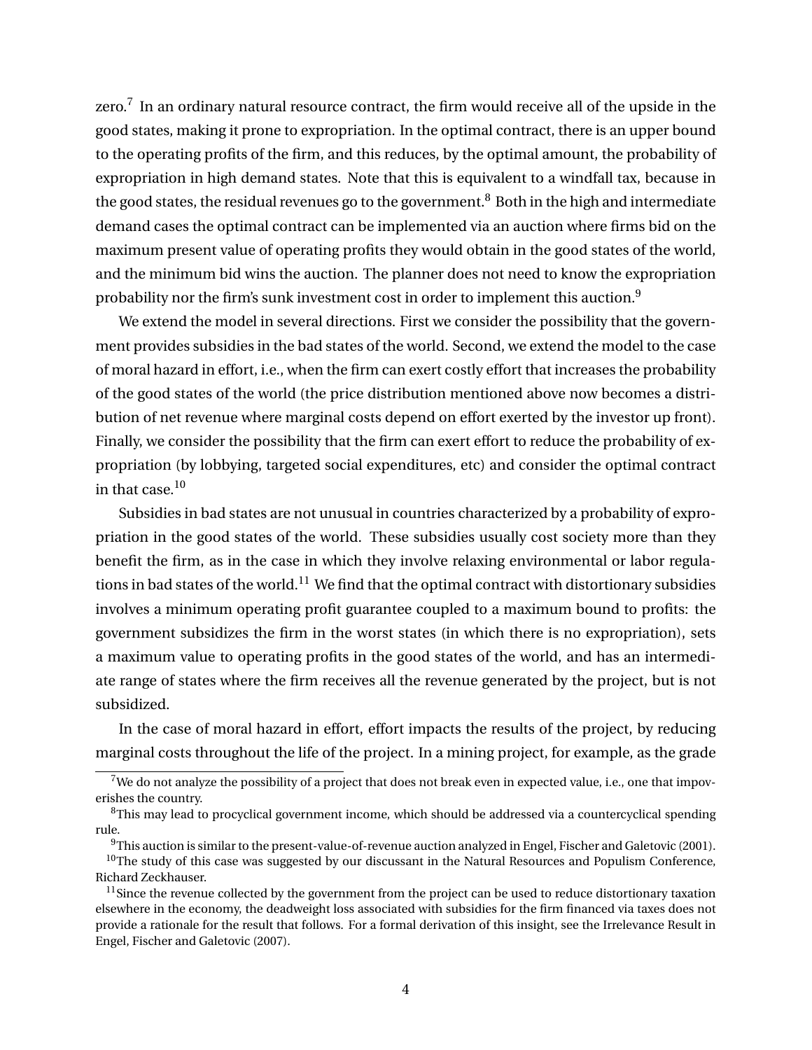zero.[7] In an ordinary natural resource contract, the firm would receive all of the upside in the good states, making it prone to expropriation. In the optimal contract, there is an upper bound to the operating profits of the firm, and this reduces, by the optimal amount, the probability of expropriation in high demand states. Note that this is equivalent to a windfall tax, because in the good states, the residual revenues go to the government.[8] Both in the high and intermediate demand cases the optimal contract can be implemented via an auction where firms bid on the maximum present value of operating profits they would obtain in the good states of the world, and the minimum bid wins the auction. The planner does not need to know the expropriation probability nor the firm's sunk investment cost in order to implement this auction.[9]

We extend the model in several directions. First we consider the possibility that the government provides subsidies in the bad states of the world. Second, we extend the model to the case of moral hazard in effort, i.e., when the firm can exert costly effort that increases the probability of the good states of the world (the price distribution mentioned above now becomes a distribution of net revenue where marginal costs depend on effort exerted by the investor up front). Finally, we consider the possibility that the firm can exert effort to reduce the probability of expropriation (by lobbying, targeted social expenditures, etc) and consider the optimal contract in that case.[10]

Subsidies in bad states are not unusual in countries characterized by a probability of expropriation in the good states of the world. These subsidies usually cost society more than they benefit the firm, as in the case in which they involve relaxing environmental or labor regulations in bad states of the world.[11] We find that the optimal contract with distortionary subsidies involves a minimum operating profit guarantee coupled to a maximum bound to profits: the government subsidizes the firm in the worst states (in which there is no expropriation), sets a maximum value to operating profits in the good states of the world, and has an intermediate range of states where the firm receives all the revenue generated by the project, but is not subsidized.

In the case of moral hazard in effort, effort impacts the results of the project, by reducing marginal costs throughout the life of the project. In a mining project, for example, as the grade

[7] We do not analyze the possibility of a project that does not break even in expected value, i.e., one that impoverishes the country.

[8] This may lead to procyclical government income, which should be addressed via a countercyclical spending rule.

[9] This auction is similar to the present-value-of-revenue auction analyzed in Engel, Fischer and Galetovic (2001).

[10] The study of this case was suggested by our discussant in the Natural Resources and Populism Conference, Richard Zeckhauser.

[11] Since the revenue collected by the government from the project can be used to reduce distortionary taxation elsewhere in the economy, the deadweight loss associated with subsidies for the firm financed via taxes does not provide a rationale for the result that follows. For a formal derivation of this insight, see the Irrelevance Result in Engel, Fischer and Galetovic (2007).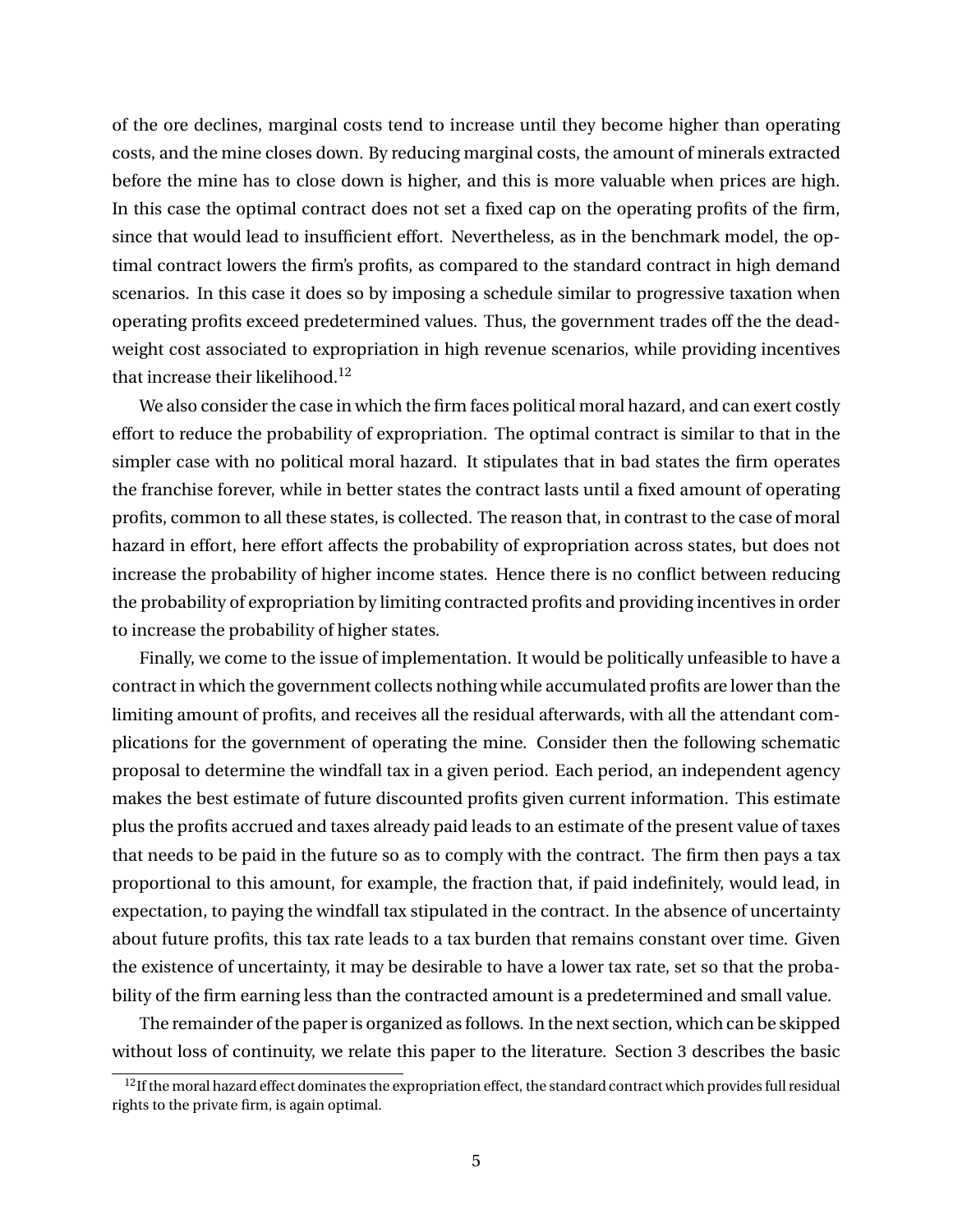of the ore declines, marginal costs tend to increase until they become higher than operating costs, and the mine closes down. By reducing marginal costs, the amount of minerals extracted before the mine has to close down is higher, and this is more valuable when prices are high. In this case the optimal contract does not set a fixed cap on the operating profits of the firm, since that would lead to insufficient effort. Nevertheless, as in the benchmark model, the optimal contract lowers the firm's profits, as compared to the standard contract in high demand scenarios. In this case it does so by imposing a schedule similar to progressive taxation when operating profits exceed predetermined values. Thus, the government trades off the the deadweight cost associated to expropriation in high revenue scenarios, while providing incentives that increase their likelihood.[12]

We also consider the case in which the firm faces political moral hazard, and can exert costly effort to reduce the probability of expropriation. The optimal contract is similar to that in the simpler case with no political moral hazard. It stipulates that in bad states the firm operates the franchise forever, while in better states the contract lasts until a fixed amount of operating profits, common to all these states, is collected. The reason that, in contrast to the case of moral hazard in effort, here effort affects the probability of expropriation across states, but does not increase the probability of higher income states. Hence there is no conflict between reducing the probability of expropriation by limiting contracted profits and providing incentives in order to increase the probability of higher states.

Finally, we come to the issue of implementation. It would be politically unfeasible to have a contract in which the government collects nothing while accumulated profits are lower than the limiting amount of profits, and receives all the residual afterwards, with all the attendant complications for the government of operating the mine. Consider then the following schematic proposal to determine the windfall tax in a given period. Each period, an independent agency makes the best estimate of future discounted profits given current information. This estimate plus the profits accrued and taxes already paid leads to an estimate of the present value of taxes that needs to be paid in the future so as to comply with the contract. The firm then pays a tax proportional to this amount, for example, the fraction that, if paid indefinitely, would lead, in expectation, to paying the windfall tax stipulated in the contract. In the absence of uncertainty about future profits, this tax rate leads to a tax burden that remains constant over time. Given the existence of uncertainty, it may be desirable to have a lower tax rate, set so that the probability of the firm earning less than the contracted amount is a predetermined and small value.

The remainder of the paper is organized as follows. In the next section, which can be skipped without loss of continuity, we relate this paper to the literature. Section 3 describes the basic

[12] If the moral hazard effect dominates the expropriation effect, the standard contract which provides full residual rights to the private firm, is again optimal.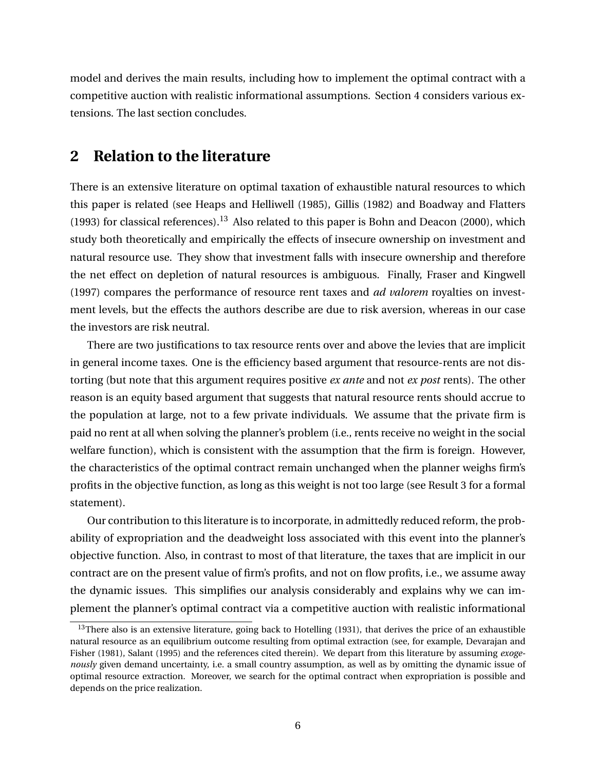model and derives the main results, including how to implement the optimal contract with a competitive auction with realistic informational assumptions. Section 4 considers various extensions. The last section concludes.

## 2 Relation to the literature

There is an extensive literature on optimal taxation of exhaustible natural resources to which this paper is related (see Heaps and Helliwell (1985), Gillis (1982) and Boadway and Flatters (1993) for classical references).[13] Also related to this paper is Bohn and Deacon (2000), which study both theoretically and empirically the effects of insecure ownership on investment and natural resource use. They show that investment falls with insecure ownership and therefore the net effect on depletion of natural resources is ambiguous. Finally, Fraser and Kingwell (1997) compares the performance of resource rent taxes and *ad valorem* royalties on investment levels, but the effects the authors describe are due to risk aversion, whereas in our case the investors are risk neutral.

There are two justifications to tax resource rents over and above the levies that are implicit in general income taxes. One is the efficiency based argument that resource-rents are not distorting (but note that this argument requires positive *ex ante* and not *ex post* rents). The other reason is an equity based argument that suggests that natural resource rents should accrue to the population at large, not to a few private individuals. We assume that the private firm is paid no rent at all when solving the planner's problem (i.e., rents receive no weight in the social welfare function), which is consistent with the assumption that the firm is foreign. However, the characteristics of the optimal contract remain unchanged when the planner weighs firm's profits in the objective function, as long as this weight is not too large (see Result 3 for a formal statement).

Our contribution to this literature is to incorporate, in admittedly reduced reform, the probability of expropriation and the deadweight loss associated with this event into the planner's objective function. Also, in contrast to most of that literature, the taxes that are implicit in our contract are on the present value of firm's profits, and not on flow profits, i.e., we assume away the dynamic issues. This simplifies our analysis considerably and explains why we can implement the planner's optimal contract via a competitive auction with realistic informational

[13] There also is an extensive literature, going back to Hotelling (1931), that derives the price of an exhaustible natural resource as an equilibrium outcome resulting from optimal extraction (see, for example, Devarajan and Fisher (1981), Salant (1995) and the references cited therein). We depart from this literature by assuming *exogenously* given demand uncertainty, i.e. a small country assumption, as well as by omitting the dynamic issue of optimal resource extraction. Moreover, we search for the optimal contract when expropriation is possible and depends on the price realization.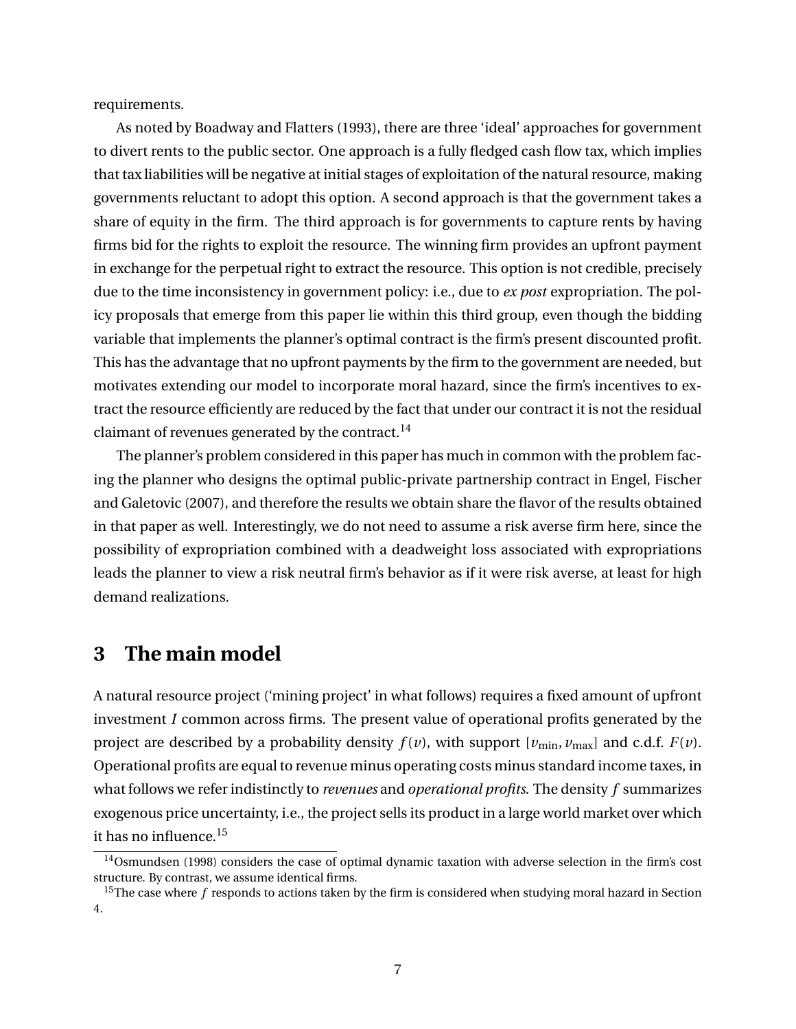requirements.

As noted by Boadway and Flatters (1993), there are three 'ideal' approaches for government to divert rents to the public sector. One approach is a fully fledged cash flow tax, which implies that tax liabilities will be negative at initial stages of exploitation of the natural resource, making governments reluctant to adopt this option. A second approach is that the government takes a share of equity in the firm. The third approach is for governments to capture rents by having firms bid for the rights to exploit the resource. The winning firm provides an upfront payment in exchange for the perpetual right to extract the resource. This option is not credible, precisely due to the time inconsistency in government policy: i.e., due to *ex post* expropriation. The policy proposals that emerge from this paper lie within this third group, even though the bidding variable that implements the planner's optimal contract is the firm's present discounted profit. This has the advantage that no upfront payments by the firm to the government are needed, but motivates extending our model to incorporate moral hazard, since the firm's incentives to extract the resource efficiently are reduced by the fact that under our contract it is not the residual claimant of revenues generated by the contract.[14]

The planner's problem considered in this paper has much in common with the problem facing the planner who designs the optimal public-private partnership contract in Engel, Fischer and Galetovic (2007), and therefore the results we obtain share the flavor of the results obtained in that paper as well. Interestingly, we do not need to assume a risk averse firm here, since the possibility of expropriation combined with a deadweight loss associated with expropriations leads the planner to view a risk neutral firm's behavior as if it were risk averse, at least for high demand realizations.

# 3 The main model

A natural resource project ('mining project' in what follows) requires a fixed amount of upfront investment $I$ common across firms. The present value of operational profits generated by the project are described by a probability density $f(v)$, with support $[v_{\min}, v_{\max}]$ and c.d.f. $F(v)$. Operational profits are equal to revenue minus operating costs minus standard income taxes, in what follows we refer indistinctly to *revenues* and *operational profits*. The density $f$ summarizes exogenous price uncertainty, i.e., the project sells its product in a large world market over which it has no influence.[15]

[14] Osmundsen (1998) considers the case of optimal dynamic taxation with adverse selection in the firm's cost structure. By contrast, we assume identical firms.

[15] The case where $f$ responds to actions taken by the firm is considered when studying moral hazard in Section 4.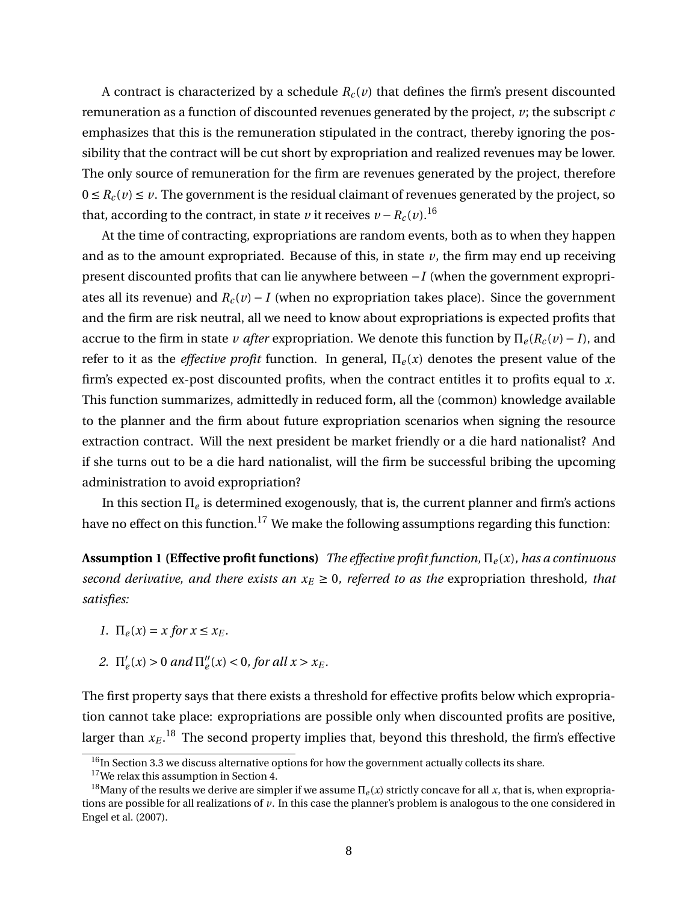A contract is characterized by a schedule $R_c(v)$ that defines the firm's present discounted remuneration as a function of discounted revenues generated by the project, $v$; the subscript $c$ emphasizes that this is the remuneration stipulated in the contract, thereby ignoring the possibility that the contract will be cut short by expropriation and realized revenues may be lower. The only source of remuneration for the firm are revenues generated by the project, therefore $0 \le R_c(v) \le v$. The government is the residual claimant of revenues generated by the project, so that, according to the contract, in state $v$ it receives $v - R_c(v)$.[16]

At the time of contracting, expropriations are random events, both as to when they happen and as to the amount expropriated. Because of this, in state $v$, the firm may end up receiving present discounted profits that can lie anywhere between $-I$ (when the government expropriates all its revenue) and $R_c(v) - I$ (when no expropriation takes place). Since the government and the firm are risk neutral, all we need to know about expropriations is expected profits that accrue to the firm in state $v$ *after* expropriation. We denote this function by $\Pi_e(R_c(v) - I)$, and refer to it as the *effective profit* function. In general, $\Pi_e(x)$ denotes the present value of the firm's expected ex-post discounted profits, when the contract entitles it to profits equal to $x$. This function summarizes, admittedly in reduced form, all the (common) knowledge available to the planner and the firm about future expropriation scenarios when signing the resource extraction contract. Will the next president be market friendly or a die hard nationalist? And if she turns out to be a die hard nationalist, will the firm be successful bribing the upcoming administration to avoid expropriation?

In this section $\Pi_e$ is determined exogenously, that is, the current planner and firm's actions have no effect on this function.[17] We make the following assumptions regarding this function:

**Assumption 1 (Effective profit functions)** *The effective profit function, $\Pi_e(x)$, has a continuous second derivative, and there exists an $x_E \ge 0$, referred to as the* expropriation threshold*, that satisfies:*

1. *$\Pi_e(x) = x$ for $x \le x_E$.*
2. *$\Pi_e'(x) > 0$ and $\Pi_e''(x) < 0$, for all $x > x_E$.*

The first property says that there exists a threshold for effective profits below which expropriation cannot take place: expropriations are possible only when discounted profits are positive, larger than $x_E$.[18] The second property implies that, beyond this threshold, the firm's effective

[16] In Section 3.3 we discuss alternative options for how the government actually collects its share.

[17] We relax this assumption in Section 4.

[18] Many of the results we derive are simpler if we assume $\Pi_e(x)$ strictly concave for all $x$, that is, when expropriations are possible for all realizations of $v$. In this case the planner's problem is analogous to the one considered in Engel et al. (2007).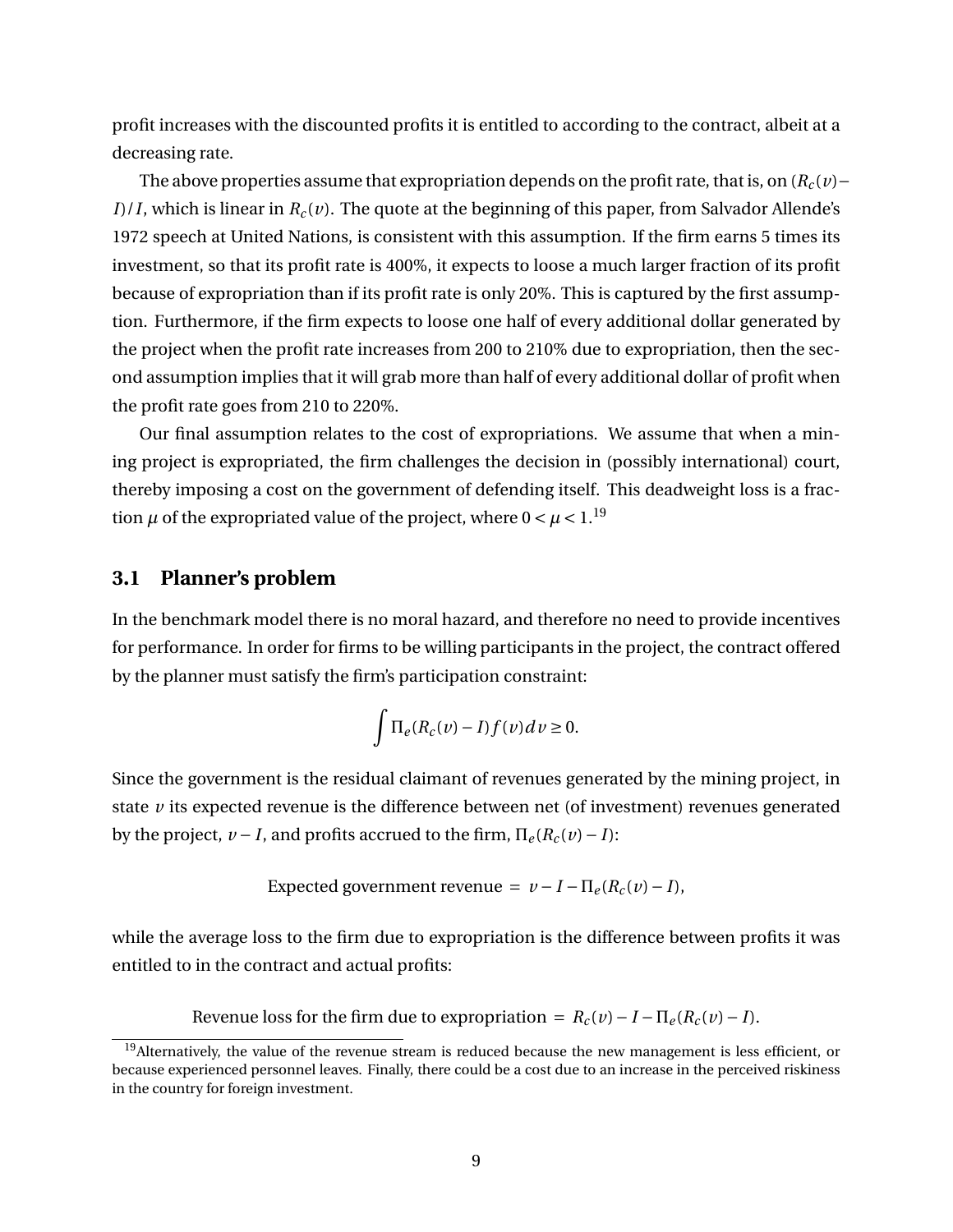profit increases with the discounted profits it is entitled to according to the contract, albeit at a decreasing rate.

The above properties assume that expropriation depends on the profit rate, that is, on $(R_c(v) - I)/I$, which is linear in $R_c(v)$. The quote at the beginning of this paper, from Salvador Allende's 1972 speech at United Nations, is consistent with this assumption. If the firm earns 5 times its investment, so that its profit rate is 400%, it expects to loose a much larger fraction of its profit because of expropriation than if its profit rate is only 20%. This is captured by the first assumption. Furthermore, if the firm expects to loose one half of every additional dollar generated by the project when the profit rate increases from 200 to 210% due to expropriation, then the second assumption implies that it will grab more than half of every additional dollar of profit when the profit rate goes from 210 to 220%.

Our final assumption relates to the cost of expropriations. We assume that when a mining project is expropriated, the firm challenges the decision in (possibly international) court, thereby imposing a cost on the government of defending itself. This deadweight loss is a fraction $\mu$ of the expropriated value of the project, where $0 < \mu < 1$.[19]

## 3.1 Planner's problem

In the benchmark model there is no moral hazard, and therefore no need to provide incentives for performance. In order for firms to be willing participants in the project, the contract offered by the planner must satisfy the firm's participation constraint:

$$\int \Pi_e(R_c(v) - I) f(v) dv \geq 0.$$

Since the government is the residual claimant of revenues generated by the mining project, in state $v$ its expected revenue is the difference between net (of investment) revenues generated by the project, $v - I$, and profits accrued to the firm, $\Pi_e(R_c(v) - I)$:

$$\text{Expected government revenue } = \; v - I - \Pi_e(R_c(v) - I),$$

while the average loss to the firm due to expropriation is the difference between profits it was entitled to in the contract and actual profits:

$$\text{Revenue loss for the firm due to expropriation } = \; R_c(v) - I - \Pi_e(R_c(v) - I).$$

[19]Alternatively, the value of the revenue stream is reduced because the new management is less efficient, or because experienced personnel leaves. Finally, there could be a cost due to an increase in the perceived riskiness in the country for foreign investment.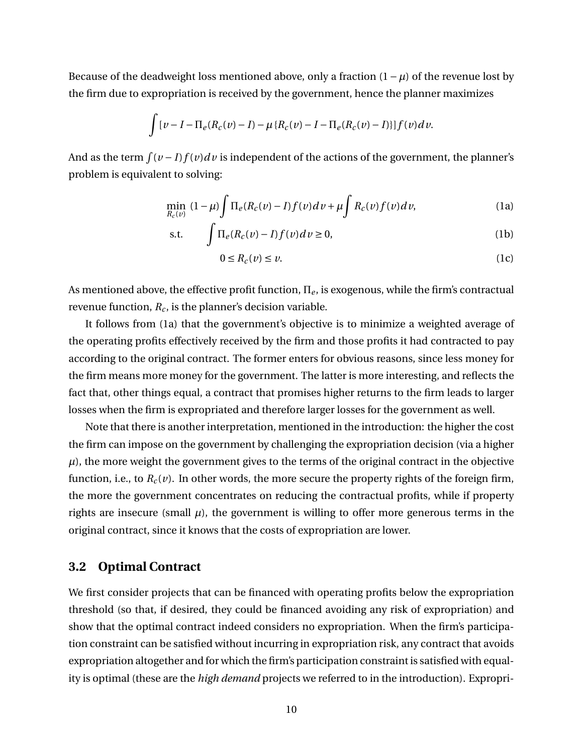Because of the deadweight loss mentioned above, only a fraction $(1-\mu)$ of the revenue lost by the firm due to expropriation is received by the government, hence the planner maximizes

$$\int [v - I - \Pi_e(R_c(v) - I) - \mu\{R_c(v) - I - \Pi_e(R_c(v) - I)\}] f(v) dv.$$

And as the term $\int (v - I) f(v) dv$ is independent of the actions of the government, the planner's problem is equivalent to solving:

$$\min_{R_c(v)} \ (1-\mu) \int \Pi_e(R_c(v) - I) f(v) dv + \mu \int R_c(v) f(v) dv, \tag{1a}$$

$$\text{s.t.} \qquad \int \Pi_e(R_c(v) - I) f(v) dv \geq 0, \tag{1b}$$

$$0 \leq R_c(v) \leq v. \tag{1c}$$

As mentioned above, the effective profit function, $\Pi_e$, is exogenous, while the firm's contractual revenue function, $R_c$, is the planner's decision variable.

It follows from (1a) that the government's objective is to minimize a weighted average of the operating profits effectively received by the firm and those profits it had contracted to pay according to the original contract. The former enters for obvious reasons, since less money for the firm means more money for the government. The latter is more interesting, and reflects the fact that, other things equal, a contract that promises higher returns to the firm leads to larger losses when the firm is expropriated and therefore larger losses for the government as well.

Note that there is another interpretation, mentioned in the introduction: the higher the cost the firm can impose on the government by challenging the expropriation decision (via a higher $\mu$), the more weight the government gives to the terms of the original contract in the objective function, i.e., to $R_c(v)$. In other words, the more secure the property rights of the foreign firm, the more the government concentrates on reducing the contractual profits, while if property rights are insecure (small $\mu$), the government is willing to offer more generous terms in the original contract, since it knows that the costs of expropriation are lower.

## 3.2 Optimal Contract

We first consider projects that can be financed with operating profits below the expropriation threshold (so that, if desired, they could be financed avoiding any risk of expropriation) and show that the optimal contract indeed considers no expropriation. When the firm's participation constraint can be satisfied without incurring in expropriation risk, any contract that avoids expropriation altogether and for which the firm's participation constraint is satisfied with equality is optimal (these are the *high demand* projects we referred to in the introduction). Expropri-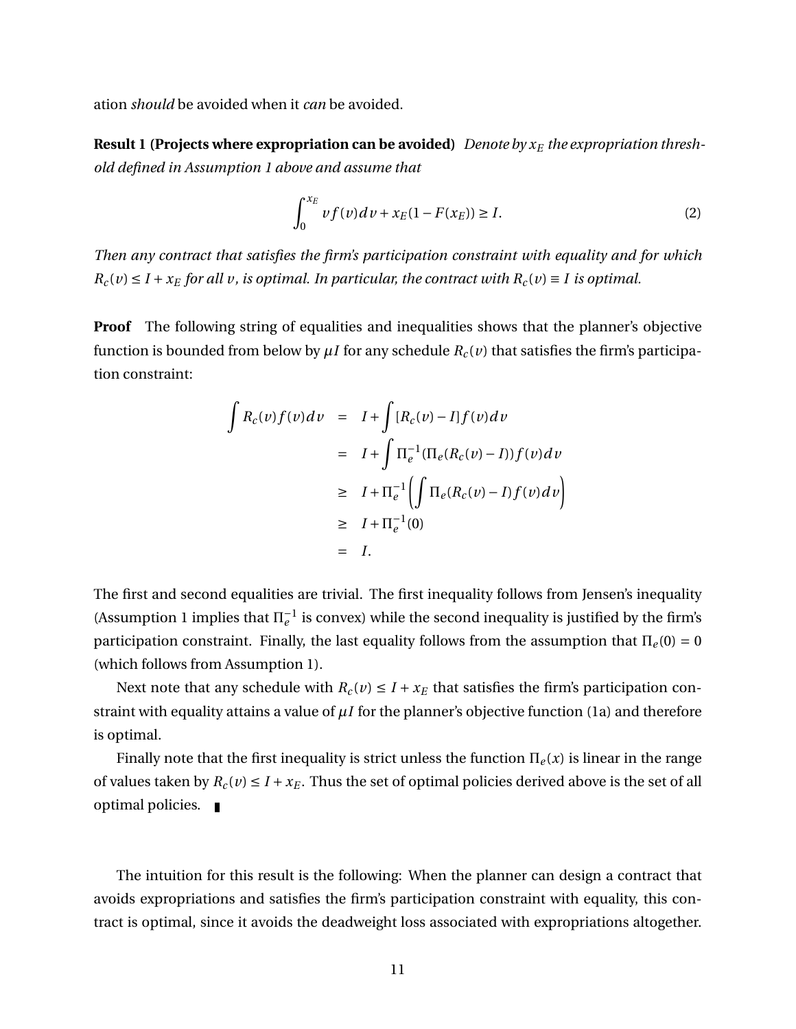ation *should* be avoided when it *can* be avoided.

**Result 1 (Projects where expropriation can be avoided)** *Denote by $x_E$ the expropriation threshold defined in Assumption 1 above and assume that*

$$\int_0^{x_E} v f(v)\,dv + x_E(1 - F(x_E)) \geq I. \tag{2}$$

*Then any contract that satisfies the firm's participation constraint with equality and for which $R_c(v) \leq I + x_E$ for all $v$, is optimal. In particular, the contract with $R_c(v) \equiv I$ is optimal.*

**Proof** The following string of equalities and inequalities shows that the planner's objective function is bounded from below by $\mu I$ for any schedule $R_c(v)$ that satisfies the firm's participation constraint:

$$\begin{aligned}
\int R_c(v) f(v)\,dv &= I + \int [R_c(v) - I] f(v)\,dv \\
&= I + \int \Pi_e^{-1}(\Pi_e(R_c(v) - I)) f(v)\,dv \\
&\geq I + \Pi_e^{-1}\left(\int \Pi_e(R_c(v) - I) f(v)\,dv\right) \\
&\geq I + \Pi_e^{-1}(0) \\
&= I.
\end{aligned}$$

The first and second equalities are trivial. The first inequality follows from Jensen's inequality (Assumption 1 implies that $\Pi_e^{-1}$ is convex) while the second inequality is justified by the firm's participation constraint. Finally, the last equality follows from the assumption that $\Pi_e(0) = 0$ (which follows from Assumption 1).

Next note that any schedule with $R_c(v) \leq I + x_E$ that satisfies the firm's participation constraint with equality attains a value of $\mu I$ for the planner's objective function (1a) and therefore is optimal.

Finally note that the first inequality is strict unless the function $\Pi_e(x)$ is linear in the range of values taken by $R_c(v) \leq I + x_E$. Thus the set of optimal policies derived above is the set of all optimal policies. ∎

The intuition for this result is the following: When the planner can design a contract that avoids expropriations and satisfies the firm's participation constraint with equality, this contract is optimal, since it avoids the deadweight loss associated with expropriations altogether.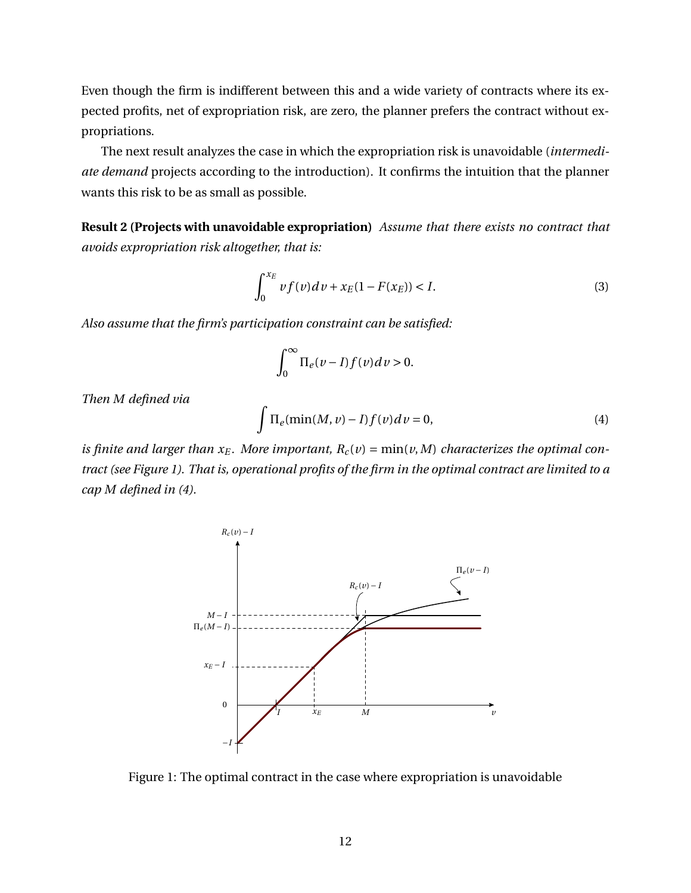Even though the firm is indifferent between this and a wide variety of contracts where its expected profits, net of expropriation risk, are zero, the planner prefers the contract without expropriations.

The next result analyzes the case in which the expropriation risk is unavoidable (*intermediate demand* projects according to the introduction). It confirms the intuition that the planner wants this risk to be as small as possible.

**Result 2 (Projects with unavoidable expropriation)** *Assume that there exists no contract that avoids expropriation risk altogether, that is:*

$$\int_0^{x_E} v f(v)\,dv + x_E(1 - F(x_E)) < I. \tag{3}$$

*Also assume that the firm's participation constraint can be satisfied:*

$$\int_0^{\infty} \Pi_e(v - I) f(v)\,dv > 0.$$

*Then $M$ defined via*

$$\int \Pi_e(\min(M, v) - I) f(v)\,dv = 0, \tag{4}$$

*is finite and larger than $x_E$. More important, $R_c(v) = \min(v, M)$ characterizes the optimal contract (see Figure 1). That is, operational profits of the firm in the optimal contract are limited to a cap $M$ defined in (4).*

Figure 1: The optimal contract in the case where expropriation is unavoidable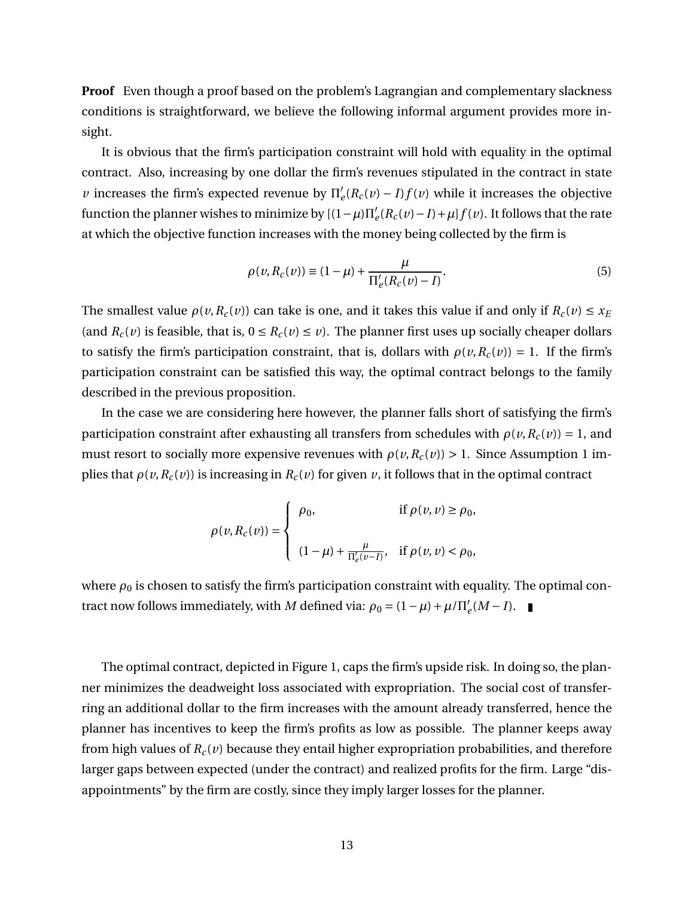**Proof** Even though a proof based on the problem's Lagrangian and complementary slackness conditions is straightforward, we believe the following informal argument provides more insight.

It is obvious that the firm's participation constraint will hold with equality in the optimal contract. Also, increasing by one dollar the firm's revenues stipulated in the contract in state $v$ increases the firm's expected revenue by $\Pi_e'(R_c(v) - I)f(v)$ while it increases the objective function the planner wishes to minimize by $[(1-\mu)\Pi_e'(R_c(v)-I)+\mu]f(v)$. It follows that the rate at which the objective function increases with the money being collected by the firm is

$$\rho(v, R_c(v)) \equiv (1-\mu) + \frac{\mu}{\Pi_e'(R_c(v) - I)}. \tag{5}$$

The smallest value $\rho(v, R_c(v))$ can take is one, and it takes this value if and only if $R_c(v) \le x_E$ (and $R_c(v)$ is feasible, that is, $0 \le R_c(v) \le v$). The planner first uses up socially cheaper dollars to satisfy the firm's participation constraint, that is, dollars with $\rho(v, R_c(v)) = 1$. If the firm's participation constraint can be satisfied this way, the optimal contract belongs to the family described in the previous proposition.

In the case we are considering here however, the planner falls short of satisfying the firm's participation constraint after exhausting all transfers from schedules with $\rho(v, R_c(v)) = 1$, and must resort to socially more expensive revenues with $\rho(v, R_c(v)) > 1$. Since Assumption 1 implies that $\rho(v, R_c(v))$ is increasing in $R_c(v)$ for given $v$, it follows that in the optimal contract

$$\rho(v, R_c(v)) = \begin{cases} \rho_0, & \text{if } \rho(v, v) \ge \rho_0, \\ \\ (1-\mu) + \frac{\mu}{\Pi_e'(v-I)}, & \text{if } \rho(v, v) < \rho_0, \end{cases}$$

where $\rho_0$ is chosen to satisfy the firm's participation constraint with equality. The optimal contract now follows immediately, with $M$ defined via: $\rho_0 = (1-\mu) + \mu/\Pi_e'(M-I)$. ∎

The optimal contract, depicted in Figure 1, caps the firm's upside risk. In doing so, the planner minimizes the deadweight loss associated with expropriation. The social cost of transferring an additional dollar to the firm increases with the amount already transferred, hence the planner has incentives to keep the firm's profits as low as possible. The planner keeps away from high values of $R_c(v)$ because they entail higher expropriation probabilities, and therefore larger gaps between expected (under the contract) and realized profits for the firm. Large "disappointments" by the firm are costly, since they imply larger losses for the planner.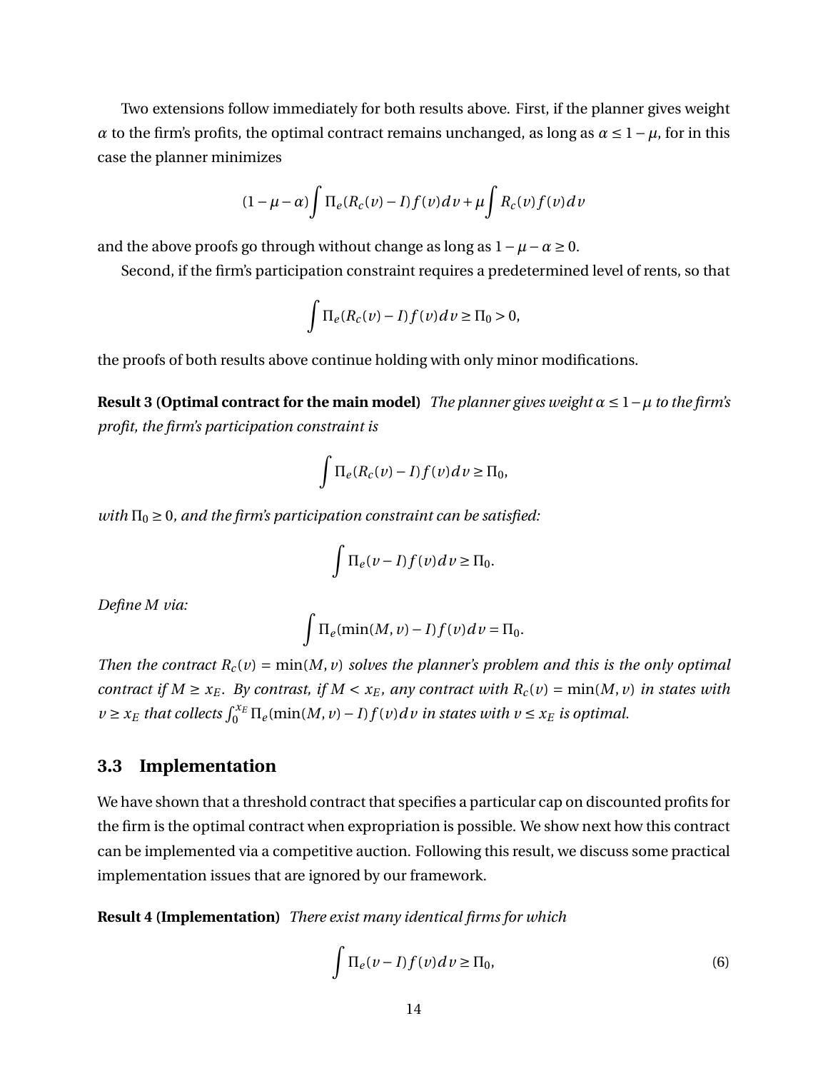Two extensions follow immediately for both results above. First, if the planner gives weight $\alpha$ to the firm's profits, the optimal contract remains unchanged, as long as $\alpha \leq 1-\mu$, for in this case the planner minimizes

$$(1-\mu-\alpha)\int \Pi_e(R_c(v)-I)f(v)\,dv + \mu\int R_c(v)f(v)\,dv$$

and the above proofs go through without change as long as $1-\mu-\alpha \geq 0$.

Second, if the firm's participation constraint requires a predetermined level of rents, so that

$$\int \Pi_e(R_c(v)-I)f(v)\,dv \geq \Pi_0 > 0,$$

the proofs of both results above continue holding with only minor modifications.

**Result 3 (Optimal contract for the main model)** *The planner gives weight $\alpha \leq 1-\mu$ to the firm's profit, the firm's participation constraint is*

$$\int \Pi_e(R_c(v)-I)f(v)\,dv \geq \Pi_0,$$

*with $\Pi_0 \geq 0$, and the firm's participation constraint can be satisfied:*

$$\int \Pi_e(v-I)f(v)\,dv \geq \Pi_0.$$

*Define $M$ via:*

$$\int \Pi_e(\min(M,v)-I)f(v)\,dv = \Pi_0.$$

*Then the contract $R_c(v) = \min(M,v)$ solves the planner's problem and this is the only optimal contract if $M \geq x_E$. By contrast, if $M < x_E$, any contract with $R_c(v) = \min(M,v)$ in states with $v \geq x_E$ that collects $\int_0^{x_E} \Pi_e(\min(M,v)-I)f(v)\,dv$ in states with $v \leq x_E$ is optimal.*

### 3.3 Implementation

We have shown that a threshold contract that specifies a particular cap on discounted profits for the firm is the optimal contract when expropriation is possible. We show next how this contract can be implemented via a competitive auction. Following this result, we discuss some practical implementation issues that are ignored by our framework.

**Result 4 (Implementation)** *There exist many identical firms for which*

$$\int \Pi_e(v-I)f(v)\,dv \geq \Pi_0, \tag{6}$$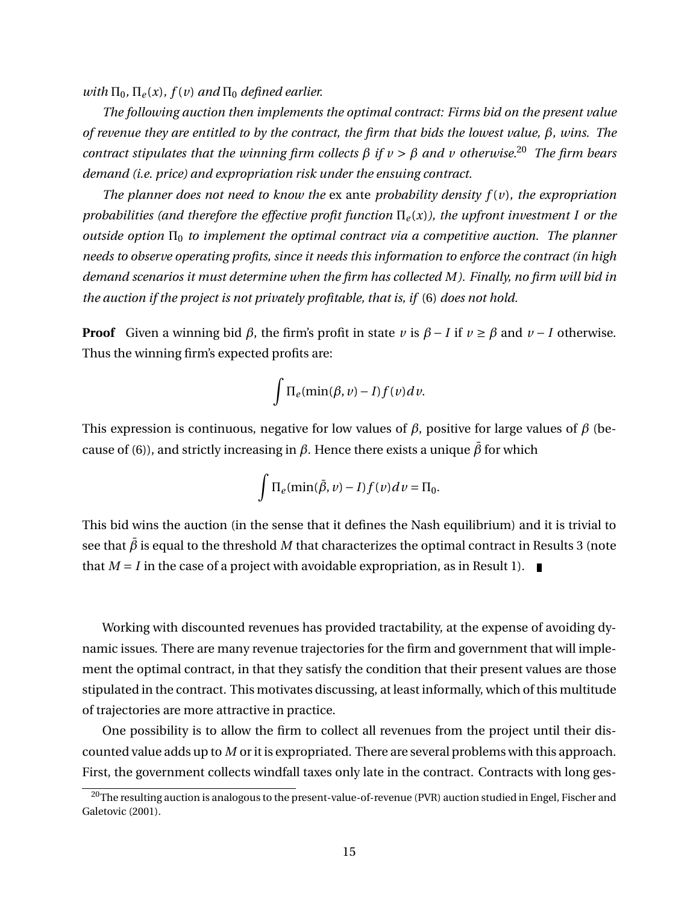*with $\Pi_0$, $\Pi_e(x)$, $f(v)$ and $\Pi_0$ defined earlier.*

*The following auction then implements the optimal contract: Firms bid on the present value of revenue they are entitled to by the contract, the firm that bids the lowest value, $\beta$, wins. The contract stipulates that the winning firm collects $\beta$ if $v > \beta$ and $v$ otherwise.*[20] *The firm bears demand (i.e. price) and expropriation risk under the ensuing contract.*

*The planner does not need to know the* ex ante *probability density $f(v)$, the expropriation probabilities (and therefore the effective profit function $\Pi_e(x)$), the upfront investment $I$ or the outside option $\Pi_0$ to implement the optimal contract via a competitive auction. The planner needs to observe operating profits, since it needs this information to enforce the contract (in high demand scenarios it must determine when the firm has collected $M$). Finally, no firm will bid in the auction if the project is not privately profitable, that is, if* (6) *does not hold.*

**Proof** Given a winning bid $\beta$, the firm's profit in state $v$ is $\beta - I$ if $v \geq \beta$ and $v - I$ otherwise. Thus the winning firm's expected profits are:

$$\int \Pi_e(\min(\beta, v) - I) f(v) dv.$$

This expression is continuous, negative for low values of $\beta$, positive for large values of $\beta$ (because of (6)), and strictly increasing in $\beta$. Hence there exists a unique $\bar{\beta}$ for which

$$\int \Pi_e(\min(\bar{\beta}, v) - I) f(v) dv = \Pi_0.$$

This bid wins the auction (in the sense that it defines the Nash equilibrium) and it is trivial to see that $\bar{\beta}$ is equal to the threshold $M$ that characterizes the optimal contract in Results 3 (note that $M = I$ in the case of a project with avoidable expropriation, as in Result 1). ∎

Working with discounted revenues has provided tractability, at the expense of avoiding dynamic issues. There are many revenue trajectories for the firm and government that will implement the optimal contract, in that they satisfy the condition that their present values are those stipulated in the contract. This motivates discussing, at least informally, which of this multitude of trajectories are more attractive in practice.

One possibility is to allow the firm to collect all revenues from the project until their discounted value adds up to $M$ or it is expropriated. There are several problems with this approach. First, the government collects windfall taxes only late in the contract. Contracts with long ges-

[20] The resulting auction is analogous to the present-value-of-revenue (PVR) auction studied in Engel, Fischer and Galetovic (2001).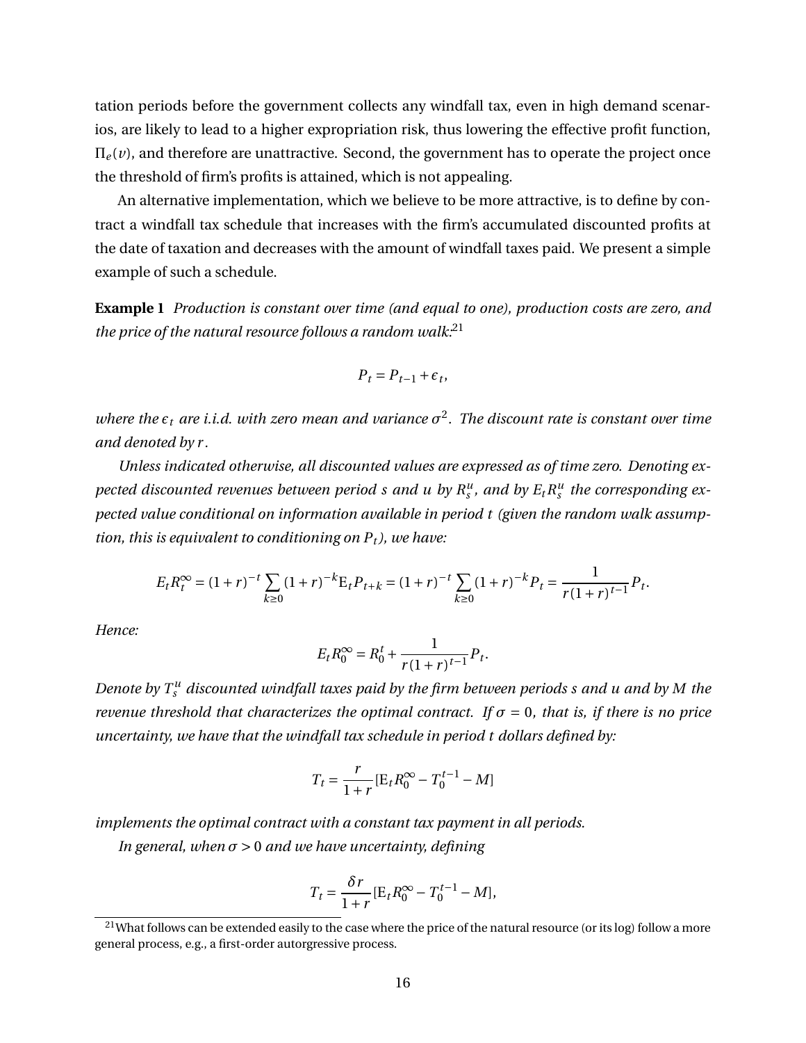tation periods before the government collects any windfall tax, even in high demand scenarios, are likely to lead to a higher expropriation risk, thus lowering the effective profit function, $\Pi_e(v)$, and therefore are unattractive. Second, the government has to operate the project once the threshold of firm's profits is attained, which is not appealing.

An alternative implementation, which we believe to be more attractive, is to define by contract a windfall tax schedule that increases with the firm's accumulated discounted profits at the date of taxation and decreases with the amount of windfall taxes paid. We present a simple example of such a schedule.

**Example 1** *Production is constant over time (and equal to one), production costs are zero, and the price of the natural resource follows a random walk:*[21]

$$P_t = P_{t-1} + \epsilon_t,$$

*where the $\epsilon_t$ are i.i.d. with zero mean and variance $\sigma^2$. The discount rate is constant over time and denoted by $r$.*

*Unless indicated otherwise, all discounted values are expressed as of time zero. Denoting expected discounted revenues between period $s$ and $u$ by $R_s^u$, and by $E_t R_s^u$ the corresponding expected value conditional on information available in period $t$ (given the random walk assumption, this is equivalent to conditioning on $P_t$), we have:*

$$E_t R_t^{\infty} = (1+r)^{-t} \sum_{k \geq 0} (1+r)^{-k} \mathrm{E}_t P_{t+k} = (1+r)^{-t} \sum_{k \geq 0} (1+r)^{-k} P_t = \frac{1}{r(1+r)^{t-1}} P_t.$$

*Hence:*

$$E_t R_0^{\infty} = R_0^t + \frac{1}{r(1+r)^{t-1}} P_t.$$

*Denote by $T_s^u$ discounted windfall taxes paid by the firm between periods $s$ and $u$ and by $M$ the revenue threshold that characterizes the optimal contract. If $\sigma = 0$, that is, if there is no price uncertainty, we have that the windfall tax schedule in period $t$ dollars defined by:*

$$T_t = \frac{r}{1+r} [\mathrm{E}_t R_0^{\infty} - T_0^{t-1} - M]$$

*implements the optimal contract with a constant tax payment in all periods.*

*In general, when $\sigma > 0$ and we have uncertainty, defining*

$$T_t = \frac{\delta r}{1+r} [\mathrm{E}_t R_0^{\infty} - T_0^{t-1} - M],$$

[21] What follows can be extended easily to the case where the price of the natural resource (or its log) follow a more general process, e.g., a first-order autorgressive process.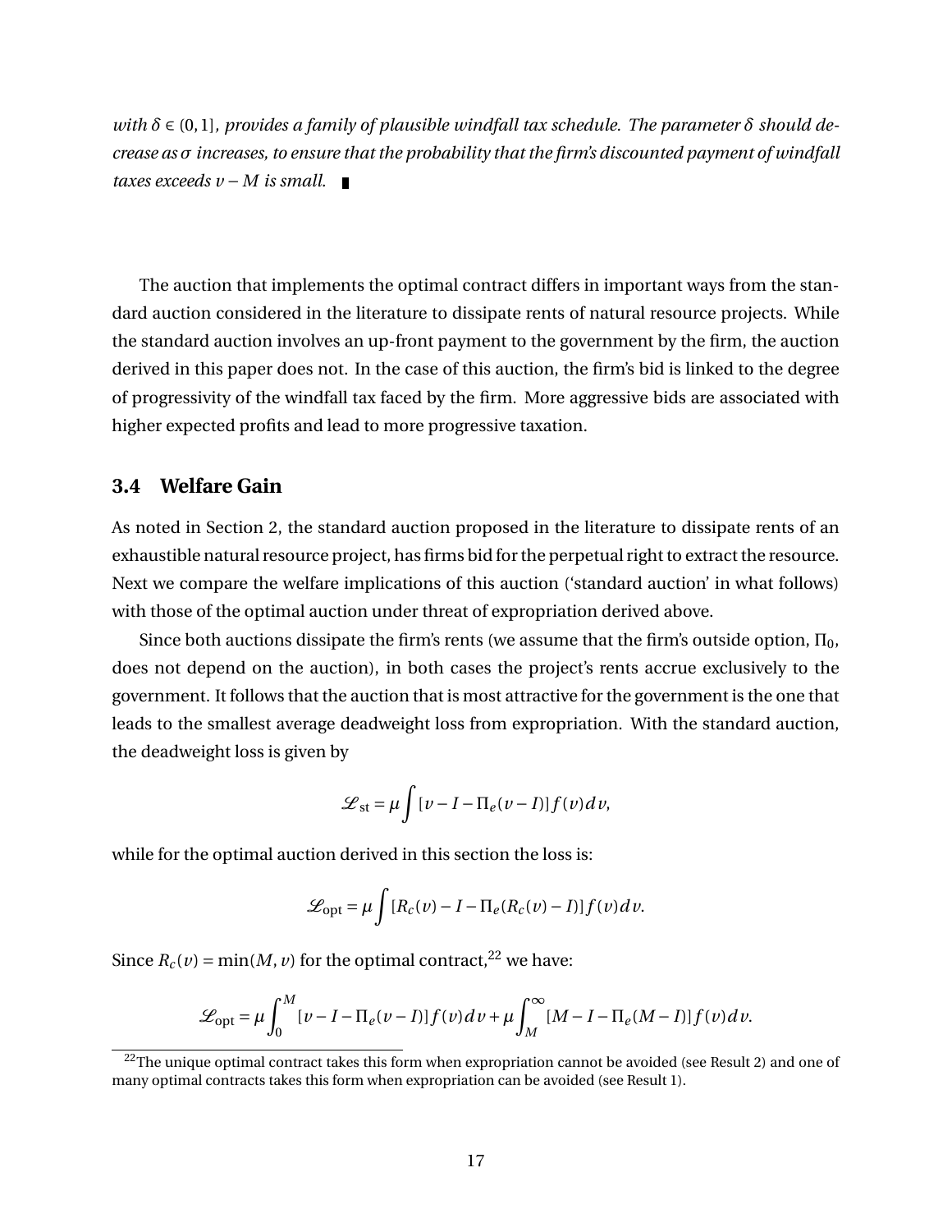*with $\delta \in (0,1]$, provides a family of plausible windfall tax schedule. The parameter $\delta$ should decrease as $\sigma$ increases, to ensure that the probability that the firm's discounted payment of windfall taxes exceeds $v - M$ is small.* ∎

The auction that implements the optimal contract differs in important ways from the standard auction considered in the literature to dissipate rents of natural resource projects. While the standard auction involves an up-front payment to the government by the firm, the auction derived in this paper does not. In the case of this auction, the firm's bid is linked to the degree of progressivity of the windfall tax faced by the firm. More aggressive bids are associated with higher expected profits and lead to more progressive taxation.

### 3.4 Welfare Gain

As noted in Section 2, the standard auction proposed in the literature to dissipate rents of an exhaustible natural resource project, has firms bid for the perpetual right to extract the resource. Next we compare the welfare implications of this auction ('standard auction' in what follows) with those of the optimal auction under threat of expropriation derived above.

Since both auctions dissipate the firm's rents (we assume that the firm's outside option, $\Pi_0$, does not depend on the auction), in both cases the project's rents accrue exclusively to the government. It follows that the auction that is most attractive for the government is the one that leads to the smallest average deadweight loss from expropriation. With the standard auction, the deadweight loss is given by

$$\mathscr{L}_{\text{st}} = \mu \int [v - I - \Pi_e(v - I)] f(v) dv,$$

while for the optimal auction derived in this section the loss is:

$$\mathscr{L}_{\text{opt}} = \mu \int [R_c(v) - I - \Pi_e(R_c(v) - I)] f(v) dv.$$

Since $R_c(v) = \min(M, v)$ for the optimal contract,[22] we have:

$$\mathscr{L}_{\text{opt}} = \mu \int_0^M [v - I - \Pi_e(v - I)] f(v) dv + \mu \int_M^\infty [M - I - \Pi_e(M - I)] f(v) dv.$$

[22] The unique optimal contract takes this form when expropriation cannot be avoided (see Result 2) and one of many optimal contracts takes this form when expropriation can be avoided (see Result 1).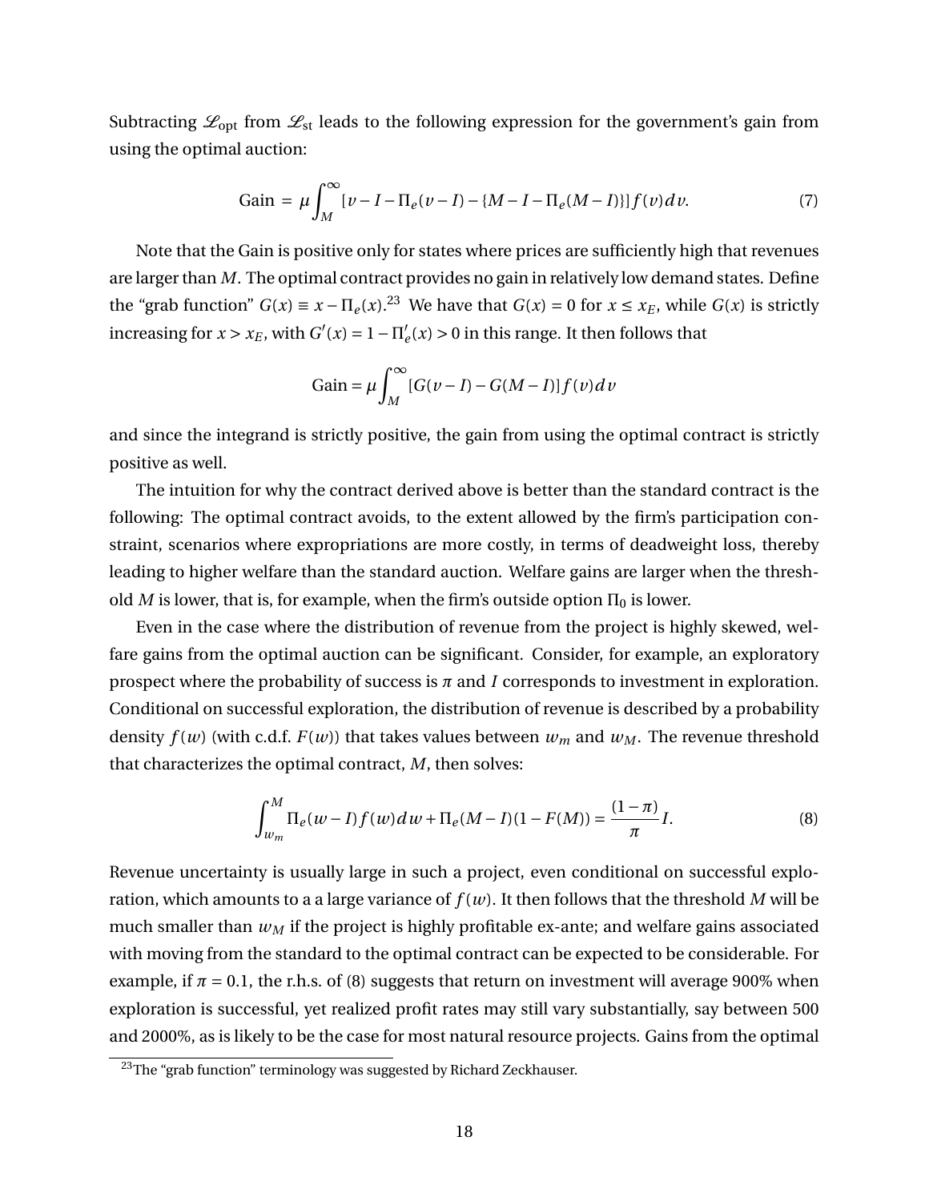Subtracting $\mathscr{L}_{\text{opt}}$ from $\mathscr{L}_{\text{st}}$ leads to the following expression for the government's gain from using the optimal auction:

$$\text{Gain} = \mu \int_M^\infty [v - I - \Pi_e(v - I) - \{M - I - \Pi_e(M - I)\}] f(v) dv. \tag{7}$$

Note that the Gain is positive only for states where prices are sufficiently high that revenues are larger than $M$. The optimal contract provides no gain in relatively low demand states. Define the "grab function" $G(x) \equiv x - \Pi_e(x)$.[23] We have that $G(x) = 0$ for $x \leq x_E$, while $G(x)$ is strictly increasing for $x > x_E$, with $G'(x) = 1 - \Pi_e'(x) > 0$ in this range. It then follows that

$$\text{Gain} = \mu \int_M^\infty [G(v - I) - G(M - I)] f(v) dv$$

and since the integrand is strictly positive, the gain from using the optimal contract is strictly positive as well.

The intuition for why the contract derived above is better than the standard contract is the following: The optimal contract avoids, to the extent allowed by the firm's participation constraint, scenarios where expropriations are more costly, in terms of deadweight loss, thereby leading to higher welfare than the standard auction. Welfare gains are larger when the threshold $M$ is lower, that is, for example, when the firm's outside option $\Pi_0$ is lower.

Even in the case where the distribution of revenue from the project is highly skewed, welfare gains from the optimal auction can be significant. Consider, for example, an exploratory prospect where the probability of success is $\pi$ and $I$ corresponds to investment in exploration. Conditional on successful exploration, the distribution of revenue is described by a probability density $f(w)$ (with c.d.f. $F(w)$) that takes values between $w_m$ and $w_M$. The revenue threshold that characterizes the optimal contract, $M$, then solves:

$$\int_{w_m}^M \Pi_e(w - I) f(w) dw + \Pi_e(M - I)(1 - F(M)) = \frac{(1 - \pi)}{\pi} I. \tag{8}$$

Revenue uncertainty is usually large in such a project, even conditional on successful exploration, which amounts to a a large variance of $f(w)$. It then follows that the threshold $M$ will be much smaller than $w_M$ if the project is highly profitable ex-ante; and welfare gains associated with moving from the standard to the optimal contract can be expected to be considerable. For example, if $\pi = 0.1$, the r.h.s. of (8) suggests that return on investment will average 900% when exploration is successful, yet realized profit rates may still vary substantially, say between 500 and 2000%, as is likely to be the case for most natural resource projects. Gains from the optimal

[23] The "grab function" terminology was suggested by Richard Zeckhauser.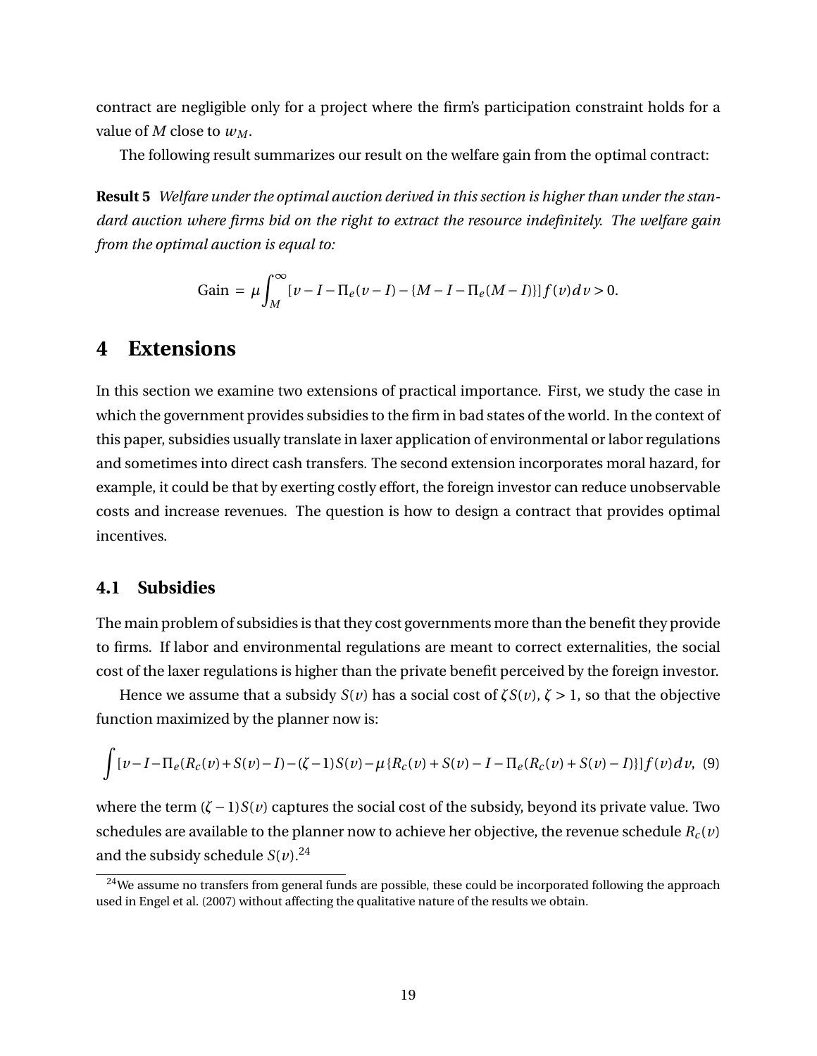contract are negligible only for a project where the firm's participation constraint holds for a value of $M$ close to $w_M$.

The following result summarizes our result on the welfare gain from the optimal contract:

**Result 5** *Welfare under the optimal auction derived in this section is higher than under the standard auction where firms bid on the right to extract the resource indefinitely. The welfare gain from the optimal auction is equal to:*

$$\text{Gain} = \mu \int_M^\infty [v - I - \Pi_e(v-I) - \{M - I - \Pi_e(M-I)\}] f(v) dv > 0.$$

# 4 Extensions

In this section we examine two extensions of practical importance. First, we study the case in which the government provides subsidies to the firm in bad states of the world. In the context of this paper, subsidies usually translate in laxer application of environmental or labor regulations and sometimes into direct cash transfers. The second extension incorporates moral hazard, for example, it could be that by exerting costly effort, the foreign investor can reduce unobservable costs and increase revenues. The question is how to design a contract that provides optimal incentives.

## 4.1 Subsidies

The main problem of subsidies is that they cost governments more than the benefit they provide to firms. If labor and environmental regulations are meant to correct externalities, the social cost of the laxer regulations is higher than the private benefit perceived by the foreign investor.

Hence we assume that a subsidy $S(v)$ has a social cost of $\zeta S(v)$, $\zeta > 1$, so that the objective function maximized by the planner now is:

$$\int [v - I - \Pi_e(R_c(v) + S(v) - I) - (\zeta - 1)S(v) - \mu\{R_c(v) + S(v) - I - \Pi_e(R_c(v) + S(v) - I)\}] f(v) dv, \quad (9)$$

where the term $(\zeta - 1)S(v)$ captures the social cost of the subsidy, beyond its private value. Two schedules are available to the planner now to achieve her objective, the revenue schedule $R_c(v)$ and the subsidy schedule $S(v)$.[24]

[24] We assume no transfers from general funds are possible, these could be incorporated following the approach used in Engel et al. (2007) without affecting the qualitative nature of the results we obtain.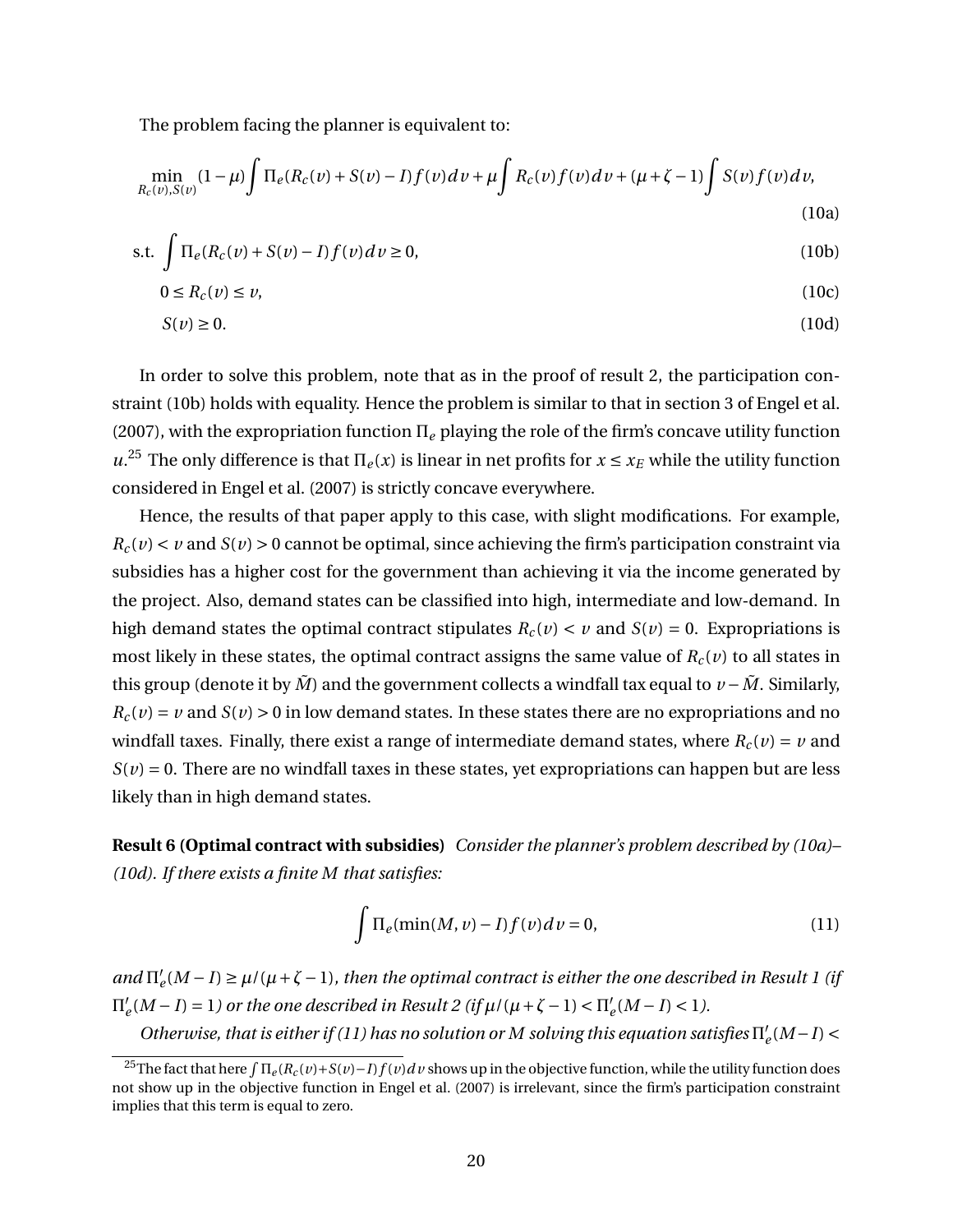The problem facing the planner is equivalent to:

$$\min_{R_c(v),S(v)} (1-\mu)\int \Pi_e(R_c(v)+S(v)-I)f(v)dv + \mu\int R_c(v)f(v)dv + (\mu+\zeta-1)\int S(v)f(v)dv, \tag{10a}$$

$$\text{s.t.} \int \Pi_e(R_c(v)+S(v)-I)f(v)dv \geq 0, \tag{10b}$$

$$0 \leq R_c(v) \leq v, \tag{10c}$$

$$S(v) \geq 0. \tag{10d}$$

In order to solve this problem, note that as in the proof of result 2, the participation constraint (10b) holds with equality. Hence the problem is similar to that in section 3 of Engel et al. (2007), with the expropriation function $\Pi_e$ playing the role of the firm's concave utility function $u$.[25] The only difference is that $\Pi_e(x)$ is linear in net profits for $x \leq x_E$ while the utility function considered in Engel et al. (2007) is strictly concave everywhere.

Hence, the results of that paper apply to this case, with slight modifications. For example, $R_c(v) < v$ and $S(v) > 0$ cannot be optimal, since achieving the firm's participation constraint via subsidies has a higher cost for the government than achieving it via the income generated by the project. Also, demand states can be classified into high, intermediate and low-demand. In high demand states the optimal contract stipulates $R_c(v) < v$ and $S(v) = 0$. Expropriations is most likely in these states, the optimal contract assigns the same value of $R_c(v)$ to all states in this group (denote it by $\tilde{M}$) and the government collects a windfall tax equal to $v - \tilde{M}$. Similarly, $R_c(v) = v$ and $S(v) > 0$ in low demand states. In these states there are no expropriations and no windfall taxes. Finally, there exist a range of intermediate demand states, where $R_c(v) = v$ and $S(v) = 0$. There are no windfall taxes in these states, yet expropriations can happen but are less likely than in high demand states.

**Result 6 (Optimal contract with subsidies)** *Consider the planner's problem described by (10a)–(10d). If there exists a finite M that satisfies:*

$$\int \Pi_e(\min(M,v)-I)f(v)dv = 0, \tag{11}$$

*and* $\Pi'_e(M-I) \geq \mu/(\mu+\zeta-1)$*, then the optimal contract is either the one described in Result 1 (if* $\Pi'_e(M-I) = 1$*) or the one described in Result 2 (if* $\mu/(\mu+\zeta-1) < \Pi'_e(M-I) < 1$*).*

*Otherwise, that is either if (11) has no solution or M solving this equation satisfies* $\Pi'_e(M-I) <$

[25] The fact that here $\int \Pi_e(R_c(v)+S(v)-I)f(v)dv$ shows up in the objective function, while the utility function does not show up in the objective function in Engel et al. (2007) is irrelevant, since the firm's participation constraint implies that this term is equal to zero.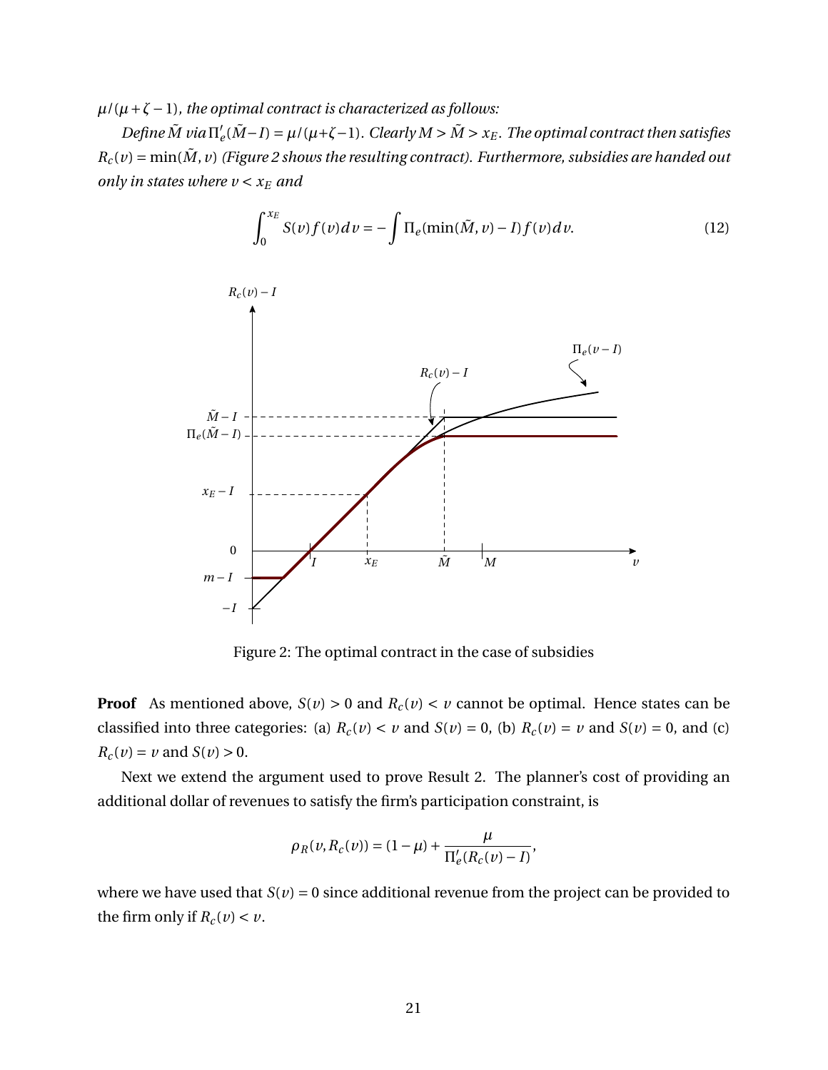$\mu/(\mu+\zeta-1)$*, the optimal contract is characterized as follows:*

*Define* $\tilde{M}$ *via* $\Pi_e'(\tilde{M}-I) = \mu/(\mu+\zeta-1)$*. Clearly* $M > \tilde{M} > x_E$*. The optimal contract then satisfies* $R_c(v) = \min(\tilde{M}, v)$ *(Figure 2 shows the resulting contract). Furthermore, subsidies are handed out only in states where* $v < x_E$ *and*

$$\int_0^{x_E} S(v) f(v) dv = -\int \Pi_e(\min(\tilde{M}, v) - I) f(v) dv. \tag{12}$$

Figure 2: The optimal contract in the case of subsidies

**Proof** As mentioned above, $S(v) > 0$ and $R_c(v) < v$ cannot be optimal. Hence states can be classified into three categories: (a) $R_c(v) < v$ and $S(v) = 0$, (b) $R_c(v) = v$ and $S(v) = 0$, and (c) $R_c(v) = v$ and $S(v) > 0$.

Next we extend the argument used to prove Result 2. The planner's cost of providing an additional dollar of revenues to satisfy the firm's participation constraint, is

$$\rho_R(v, R_c(v)) = (1-\mu) + \frac{\mu}{\Pi_e'(R_c(v) - I)},$$

where we have used that $S(v) = 0$ since additional revenue from the project can be provided to the firm only if $R_c(v) < v$.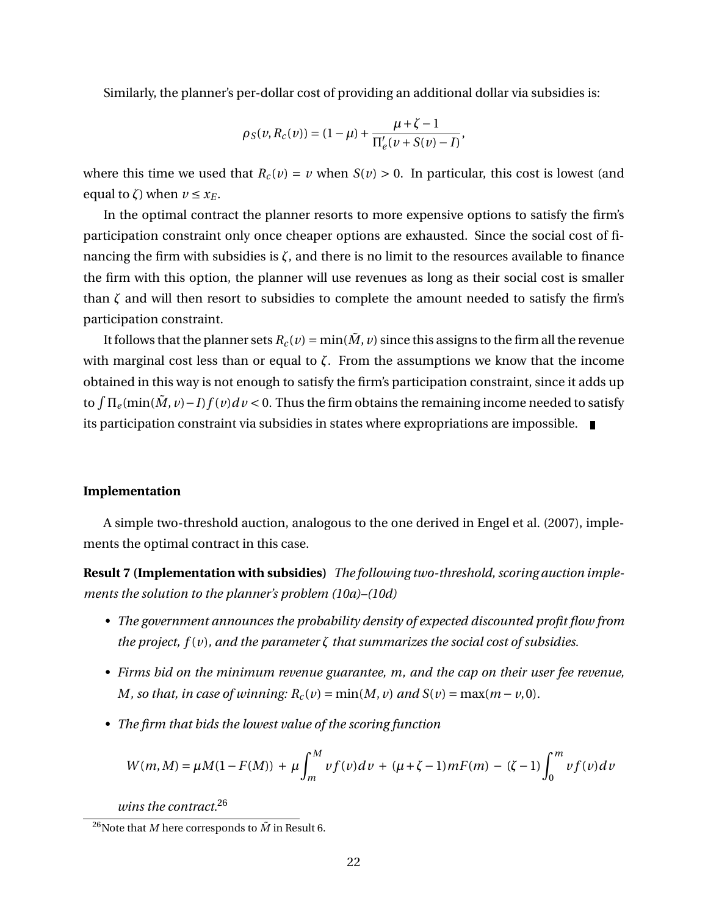Similarly, the planner's per-dollar cost of providing an additional dollar via subsidies is:

$$\rho_S(v, R_c(v)) = (1-\mu) + \frac{\mu + \zeta - 1}{\Pi_e'(v + S(v) - I)},$$

where this time we used that $R_c(v) = v$ when $S(v) > 0$. In particular, this cost is lowest (and equal to $\zeta$) when $v \le x_E$.

In the optimal contract the planner resorts to more expensive options to satisfy the firm's participation constraint only once cheaper options are exhausted. Since the social cost of financing the firm with subsidies is $\zeta$, and there is no limit to the resources available to finance the firm with this option, the planner will use revenues as long as their social cost is smaller than $\zeta$ and will then resort to subsidies to complete the amount needed to satisfy the firm's participation constraint.

It follows that the planner sets $R_c(v) = \min(\tilde{M}, v)$ since this assigns to the firm all the revenue with marginal cost less than or equal to $\zeta$. From the assumptions we know that the income obtained in this way is not enough to satisfy the firm's participation constraint, since it adds up to $\int \Pi_e(\min(\tilde{M}, v) - I) f(v) dv < 0$. Thus the firm obtains the remaining income needed to satisfy its participation constraint via subsidies in states where expropriations are impossible. ∎

**Implementation**

A simple two-threshold auction, analogous to the one derived in Engel et al. (2007), implements the optimal contract in this case.

**Result 7 (Implementation with subsidies)** *The following two-threshold, scoring auction implements the solution to the planner's problem (10a)–(10d)*

- *The government announces the probability density of expected discounted profit flow from the project, $f(v)$, and the parameter $\zeta$ that summarizes the social cost of subsidies.*
- *Firms bid on the minimum revenue guarantee, $m$, and the cap on their user fee revenue, $M$, so that, in case of winning: $R_c(v) = \min(M, v)$ and $S(v) = \max(m - v, 0)$.*
- *The firm that bids the lowest value of the scoring function*

$$W(m, M) = \mu M(1 - F(M)) + \mu \int_m^M v f(v) dv + (\mu + \zeta - 1) m F(m) - (\zeta - 1) \int_0^m v f(v) dv$$

  *wins the contract.*[26]

[26] Note that $M$ here corresponds to $\tilde{M}$ in Result 6.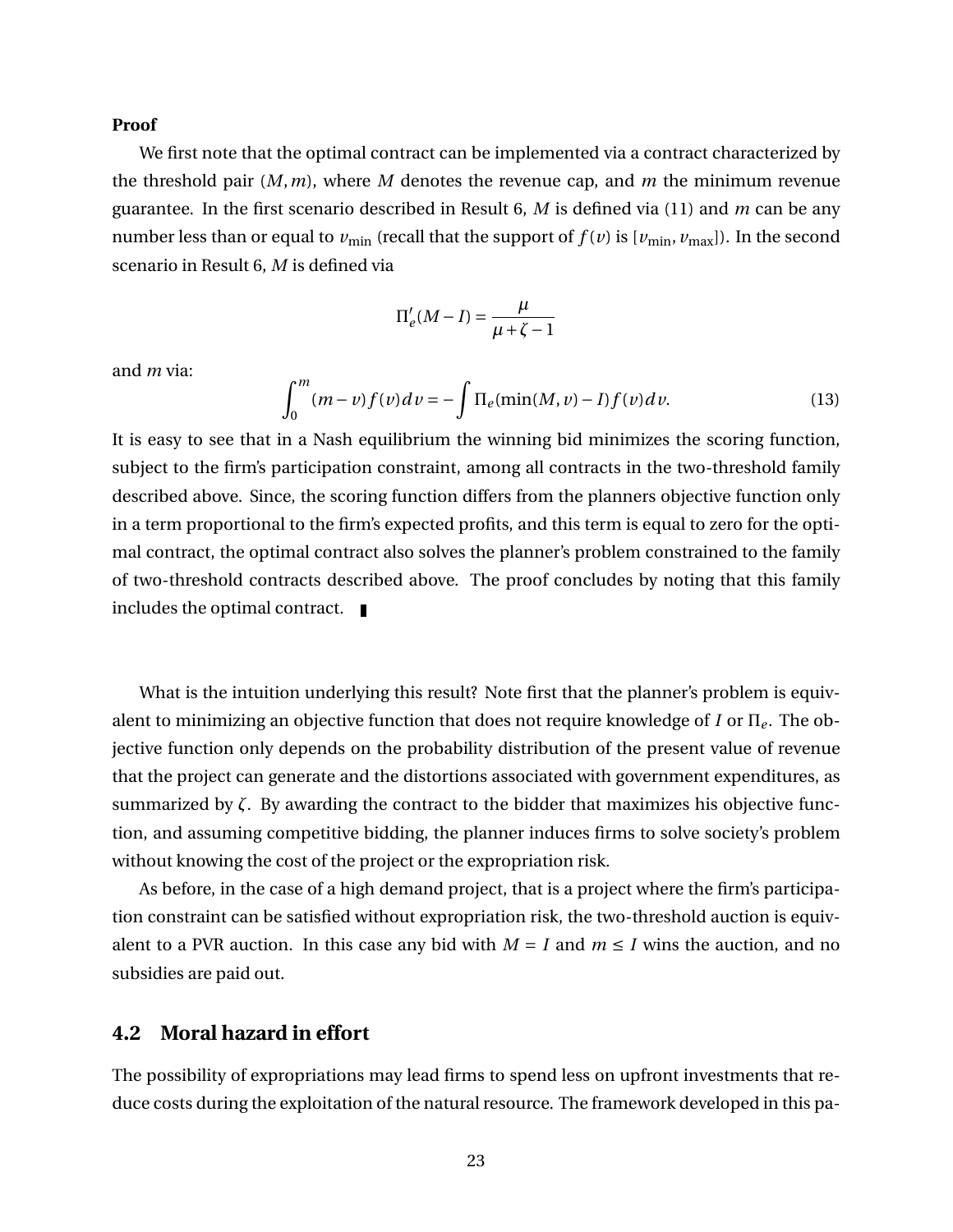**Proof**

We first note that the optimal contract can be implemented via a contract characterized by the threshold pair $(M, m)$, where $M$ denotes the revenue cap, and $m$ the minimum revenue guarantee. In the first scenario described in Result 6, $M$ is defined via (11) and $m$ can be any number less than or equal to $v_{\min}$ (recall that the support of $f(v)$ is $[v_{\min}, v_{\max}]$). In the second scenario in Result 6, $M$ is defined via

$$\Pi_e'(M - I) = \frac{\mu}{\mu + \zeta - 1}$$

and $m$ via:

$$\int_0^m (m - v) f(v) \, dv = -\int \Pi_e(\min(M, v) - I) f(v) \, dv. \tag{13}$$

It is easy to see that in a Nash equilibrium the winning bid minimizes the scoring function, subject to the firm's participation constraint, among all contracts in the two-threshold family described above. Since, the scoring function differs from the planners objective function only in a term proportional to the firm's expected profits, and this term is equal to zero for the optimal contract, the optimal contract also solves the planner's problem constrained to the family of two-threshold contracts described above. The proof concludes by noting that this family includes the optimal contract. ∎

What is the intuition underlying this result? Note first that the planner's problem is equivalent to minimizing an objective function that does not require knowledge of $I$ or $\Pi_e$. The objective function only depends on the probability distribution of the present value of revenue that the project can generate and the distortions associated with government expenditures, as summarized by $\zeta$. By awarding the contract to the bidder that maximizes his objective function, and assuming competitive bidding, the planner induces firms to solve society's problem without knowing the cost of the project or the expropriation risk.

As before, in the case of a high demand project, that is a project where the firm's participation constraint can be satisfied without expropriation risk, the two-threshold auction is equivalent to a PVR auction. In this case any bid with $M = I$ and $m \leq I$ wins the auction, and no subsidies are paid out.

## 4.2 Moral hazard in effort

The possibility of expropriations may lead firms to spend less on upfront investments that reduce costs during the exploitation of the natural resource. The framework developed in this pa-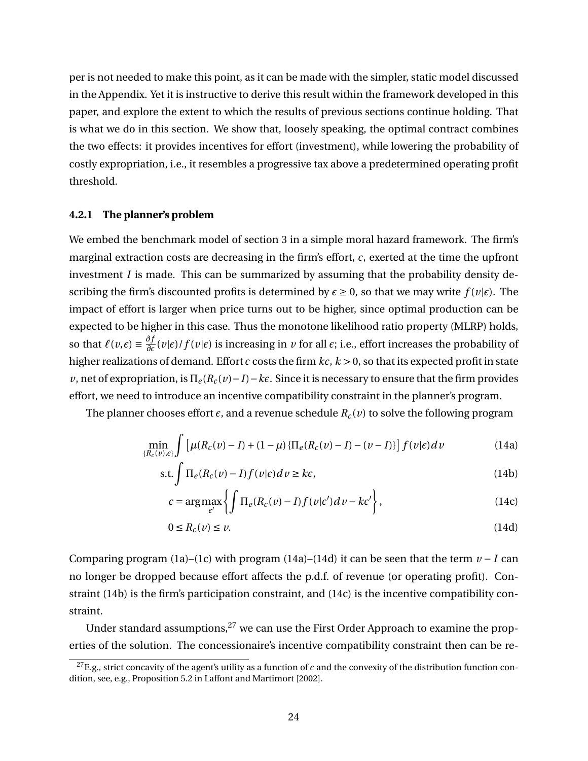per is not needed to make this point, as it can be made with the simpler, static model discussed in the Appendix. Yet it is instructive to derive this result within the framework developed in this paper, and explore the extent to which the results of previous sections continue holding. That is what we do in this section. We show that, loosely speaking, the optimal contract combines the two effects: it provides incentives for effort (investment), while lowering the probability of costly expropriation, i.e., it resembles a progressive tax above a predetermined operating profit threshold.

#### 4.2.1 The planner's problem

We embed the benchmark model of section 3 in a simple moral hazard framework. The firm's marginal extraction costs are decreasing in the firm's effort, $\epsilon$, exerted at the time the upfront investment $I$ is made. This can be summarized by assuming that the probability density describing the firm's discounted profits is determined by $\epsilon \geq 0$, so that we may write $f(v|\epsilon)$. The impact of effort is larger when price turns out to be higher, since optimal production can be expected to be higher in this case. Thus the monotone likelihood ratio property (MLRP) holds, so that $\ell(v,\epsilon) \equiv \frac{\partial f}{\partial \epsilon}(v|\epsilon)/f(v|\epsilon)$ is increasing in $v$ for all $\epsilon$; i.e., effort increases the probability of higher realizations of demand. Effort $\epsilon$ costs the firm $k\epsilon$, $k > 0$, so that its expected profit in state $v$, net of expropriation, is $\Pi_e(R_c(v) - I) - k\epsilon$. Since it is necessary to ensure that the firm provides effort, we need to introduce an incentive compatibility constraint in the planner's program.

The planner chooses effort $\epsilon$, and a revenue schedule $R_c(v)$ to solve the following program

$$\min_{\{R_c(v),\epsilon\}} \int \left[\mu(R_c(v) - I) + (1-\mu)\{\Pi_e(R_c(v) - I) - (v - I)\}\right] f(v|\epsilon)\,dv \tag{14a}$$

$$\text{s.t.} \int \Pi_e(R_c(v) - I) f(v|\epsilon)\,dv \geq k\epsilon, \tag{14b}$$

$$\epsilon = \arg\max_{\epsilon'} \left\{ \int \Pi_e(R_c(v) - I) f(v|\epsilon')\,dv - k\epsilon' \right\}, \tag{14c}$$

$$0 \leq R_c(v) \leq v. \tag{14d}$$

Comparing program (1a)–(1c) with program (14a)–(14d) it can be seen that the term $v - I$ can no longer be dropped because effort affects the p.d.f. of revenue (or operating profit). Constraint (14b) is the firm's participation constraint, and (14c) is the incentive compatibility constraint.

Under standard assumptions,[27] we can use the First Order Approach to examine the properties of the solution. The concessionaire's incentive compatibility constraint then can be re-

[27] E.g., strict concavity of the agent's utility as a function of $\epsilon$ and the convexity of the distribution function condition, see, e.g., Proposition 5.2 in Laffont and Martimort [2002].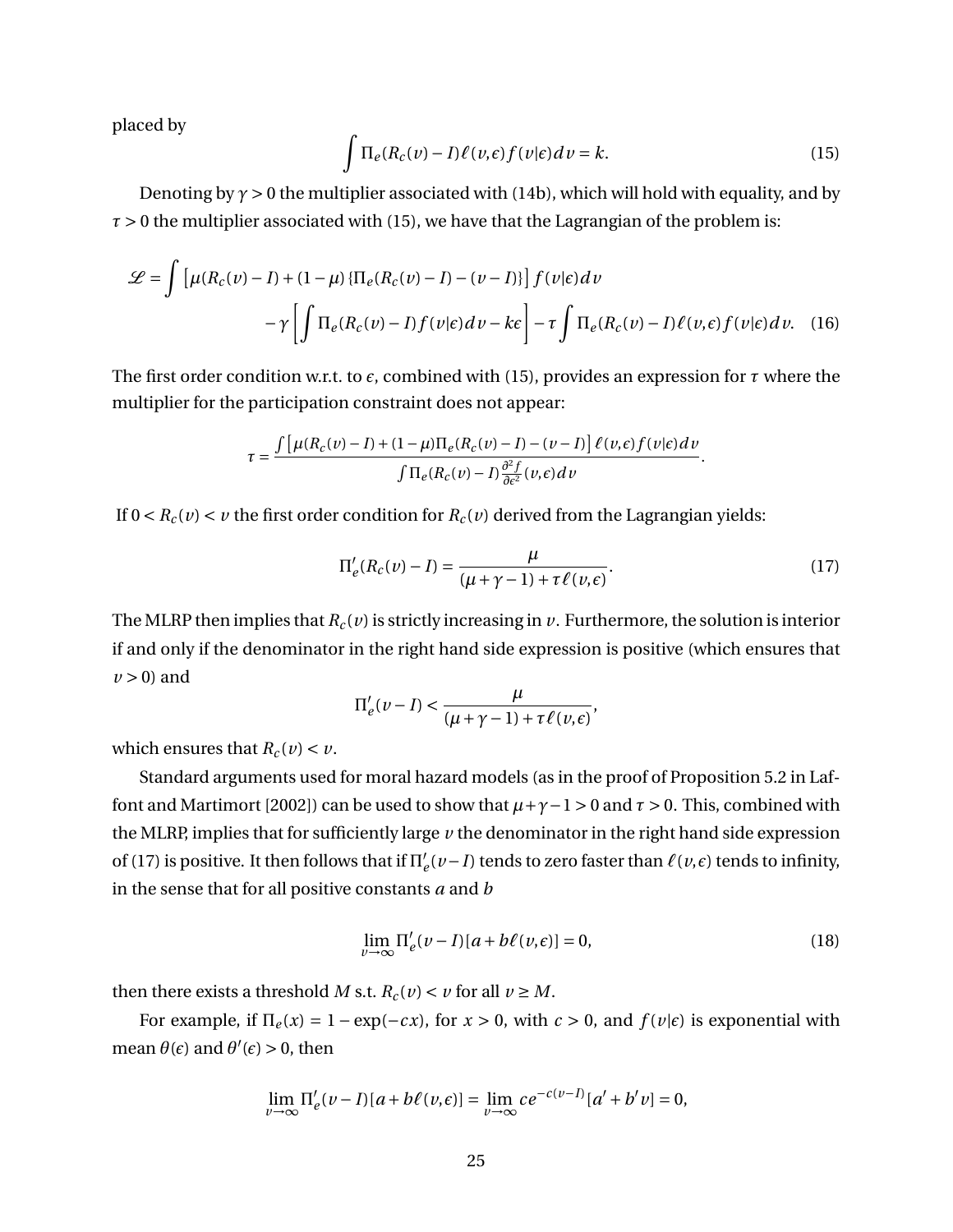placed by

$$\int \Pi_e(R_c(v) - I)\ell(v,\epsilon) f(v|\epsilon) dv = k. \tag{15}$$

Denoting by $\gamma > 0$ the multiplier associated with (14b), which will hold with equality, and by $\tau > 0$ the multiplier associated with (15), we have that the Lagrangian of the problem is:

$$\mathscr{L} = \int \left[\mu(R_c(v) - I) + (1-\mu)\{\Pi_e(R_c(v) - I) - (v - I)\}\right] f(v|\epsilon) dv$$
$$- \gamma \left[\int \Pi_e(R_c(v) - I) f(v|\epsilon) dv - k\epsilon\right] - \tau \int \Pi_e(R_c(v) - I)\ell(v,\epsilon) f(v|\epsilon) dv. \tag{16}$$

The first order condition w.r.t. to $\epsilon$, combined with (15), provides an expression for $\tau$ where the multiplier for the participation constraint does not appear:

$$\tau = \frac{\int \left[\mu(R_c(v) - I) + (1-\mu)\Pi_e(R_c(v) - I) - (v - I)\right]\ell(v,\epsilon) f(v|\epsilon) dv}{\int \Pi_e(R_c(v) - I)\frac{\partial^2 f}{\partial \epsilon^2}(v,\epsilon) dv}.$$

If $0 < R_c(v) < v$ the first order condition for $R_c(v)$ derived from the Lagrangian yields:

$$\Pi_e'(R_c(v) - I) = \frac{\mu}{(\mu + \gamma - 1) + \tau \ell(v,\epsilon)}. \tag{17}$$

The MLRP then implies that $R_c(v)$ is strictly increasing in $v$. Furthermore, the solution is interior if and only if the denominator in the right hand side expression is positive (which ensures that $v > 0$) and

$$\Pi_e'(v - I) < \frac{\mu}{(\mu + \gamma - 1) + \tau \ell(v,\epsilon)},$$

which ensures that $R_c(v) < v$.

Standard arguments used for moral hazard models (as in the proof of Proposition 5.2 in Laffont and Martimort [2002]) can be used to show that $\mu + \gamma - 1 > 0$ and $\tau > 0$. This, combined with the MLRP, implies that for sufficiently large $v$ the denominator in the right hand side expression of (17) is positive. It then follows that if $\Pi_e'(v - I)$ tends to zero faster than $\ell(v,\epsilon)$ tends to infinity, in the sense that for all positive constants $a$ and $b$

$$\lim_{v\to\infty} \Pi_e'(v - I)[a + b\ell(v,\epsilon)] = 0, \tag{18}$$

then there exists a threshold $M$ s.t. $R_c(v) < v$ for all $v \geq M$.

For example, if $\Pi_e(x) = 1 - \exp(-cx)$, for $x > 0$, with $c > 0$, and $f(v|\epsilon)$ is exponential with mean $\theta(\epsilon)$ and $\theta'(\epsilon) > 0$, then

$$\lim_{v\to\infty} \Pi_e'(v - I)[a + b\ell(v,\epsilon)] = \lim_{v\to\infty} ce^{-c(v-I)}[a' + b'v] = 0,$$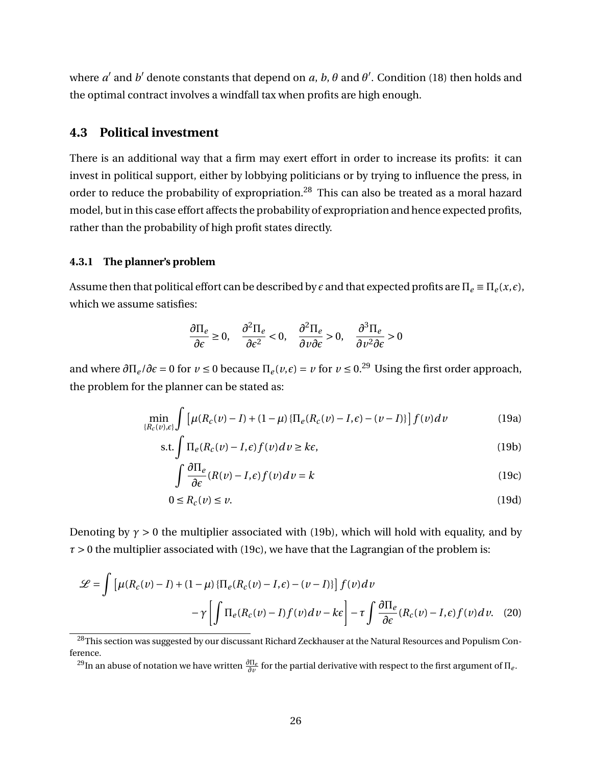where $a'$ and $b'$ denote constants that depend on $a$, $b$, $\theta$ and $\theta'$. Condition (18) then holds and the optimal contract involves a windfall tax when profits are high enough.

### 4.3 Political investment

There is an additional way that a firm may exert effort in order to increase its profits: it can invest in political support, either by lobbying politicians or by trying to influence the press, in order to reduce the probability of expropriation.[28] This can also be treated as a moral hazard model, but in this case effort affects the probability of expropriation and hence expected profits, rather than the probability of high profit states directly.

#### 4.3.1 The planner's problem

Assume then that political effort can be described by $\epsilon$ and that expected profits are $\Pi_e \equiv \Pi_e(x,\epsilon)$, which we assume satisfies:

$$\frac{\partial \Pi_e}{\partial \epsilon} \geq 0, \quad \frac{\partial^2 \Pi_e}{\partial \epsilon^2} < 0, \quad \frac{\partial^2 \Pi_e}{\partial v \partial \epsilon} > 0, \quad \frac{\partial^3 \Pi_e}{\partial v^2 \partial \epsilon} > 0$$

and where $\partial \Pi_e / \partial \epsilon = 0$ for $v \leq 0$ because $\Pi_e(v,\epsilon) = v$ for $v \leq 0$.[29] Using the first order approach, the problem for the planner can be stated as:

$$\min_{\{R_c(v),\epsilon\}} \int \left[ \mu(R_c(v) - I) + (1-\mu)\left\{ \Pi_e(R_c(v) - I, \epsilon) - (v - I) \right\} \right] f(v) dv \tag{19a}$$

$$\text{s.t.} \int \Pi_e(R_c(v) - I, \epsilon) f(v) dv \geq k\epsilon, \tag{19b}$$

$$\int \frac{\partial \Pi_e}{\partial \epsilon}(R(v) - I, \epsilon) f(v) dv = k \tag{19c}$$

$$0 \leq R_c(v) \leq v. \tag{19d}$$

Denoting by $\gamma > 0$ the multiplier associated with (19b), which will hold with equality, and by $\tau > 0$ the multiplier associated with (19c), we have that the Lagrangian of the problem is:

$$\mathscr{L} = \int \left[ \mu(R_c(v) - I) + (1-\mu)\left\{ \Pi_e(R_c(v) - I, \epsilon) - (v - I) \right\} \right] f(v) dv \\ - \gamma \left[ \int \Pi_e(R_c(v) - I) f(v) dv - k\epsilon \right] - \tau \int \frac{\partial \Pi_e}{\partial \epsilon}(R_c(v) - I, \epsilon) f(v) dv. \tag{20}$$

[28] This section was suggested by our discussant Richard Zeckhauser at the Natural Resources and Populism Conference.

[29] In an abuse of notation we have written $\frac{\partial \Pi_e}{\partial v}$ for the partial derivative with respect to the first argument of $\Pi_e$.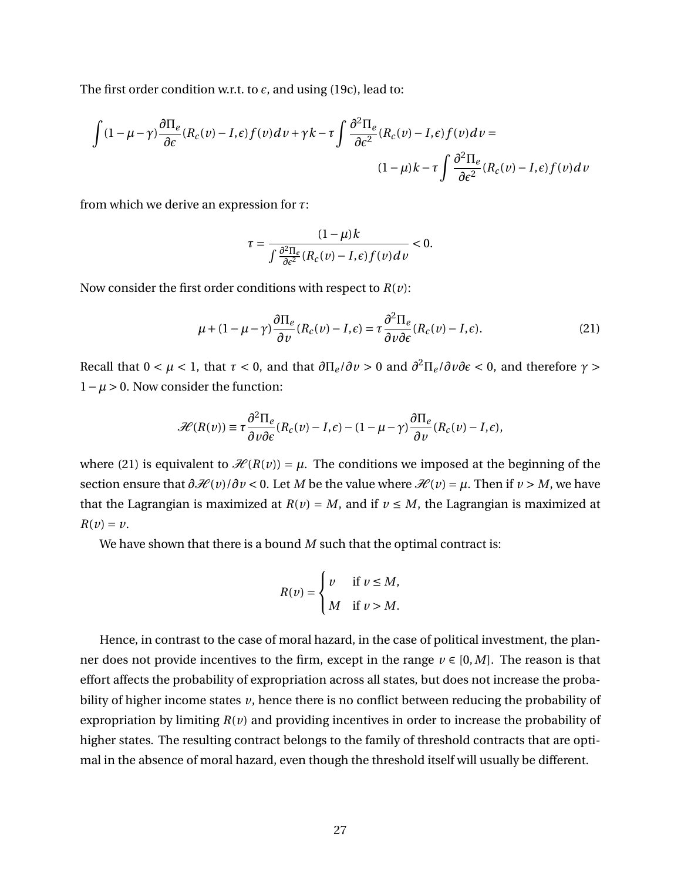The first order condition w.r.t. to $\epsilon$, and using (19c), lead to:

$$\int (1-\mu-\gamma)\frac{\partial \Pi_e}{\partial \epsilon}(R_c(v)-I,\epsilon)f(v)dv + \gamma k - \tau \int \frac{\partial^2 \Pi_e}{\partial \epsilon^2}(R_c(v)-I,\epsilon)f(v)dv =$$

$$(1-\mu)k - \tau \int \frac{\partial^2 \Pi_e}{\partial \epsilon^2}(R_c(v)-I,\epsilon)f(v)dv$$

from which we derive an expression for $\tau$:

$$\tau = \frac{(1-\mu)k}{\int \frac{\partial^2 \Pi_e}{\partial \epsilon^2}(R_c(v)-I,\epsilon)f(v)dv} < 0.$$

Now consider the first order conditions with respect to $R(v)$:

$$\mu + (1-\mu-\gamma)\frac{\partial \Pi_e}{\partial v}(R_c(v)-I,\epsilon) = \tau \frac{\partial^2 \Pi_e}{\partial v \partial \epsilon}(R_c(v)-I,\epsilon). \tag{21}$$

Recall that $0 < \mu < 1$, that $\tau < 0$, and that $\partial \Pi_e / \partial v > 0$ and $\partial^2 \Pi_e / \partial v \partial \epsilon < 0$, and therefore $\gamma > 1-\mu > 0$. Now consider the function:

$$\mathscr{H}(R(v)) \equiv \tau \frac{\partial^2 \Pi_e}{\partial v \partial \epsilon}(R_c(v)-I,\epsilon) - (1-\mu-\gamma)\frac{\partial \Pi_e}{\partial v}(R_c(v)-I,\epsilon),$$

where (21) is equivalent to $\mathscr{H}(R(v)) = \mu$. The conditions we imposed at the beginning of the section ensure that $\partial \mathscr{H}(v)/\partial v < 0$. Let $M$ be the value where $\mathscr{H}(v) = \mu$. Then if $v > M$, we have that the Lagrangian is maximized at $R(v) = M$, and if $v \leq M$, the Lagrangian is maximized at $R(v) = v$.

We have shown that there is a bound $M$ such that the optimal contract is:

$$R(v) = \begin{cases} v & \text{if } v \leq M, \\ M & \text{if } v > M. \end{cases}$$

Hence, in contrast to the case of moral hazard, in the case of political investment, the planner does not provide incentives to the firm, except in the range $v \in [0, M]$. The reason is that effort affects the probability of expropriation across all states, but does not increase the probability of higher income states $v$, hence there is no conflict between reducing the probability of expropriation by limiting $R(v)$ and providing incentives in order to increase the probability of higher states. The resulting contract belongs to the family of threshold contracts that are optimal in the absence of moral hazard, even though the threshold itself will usually be different.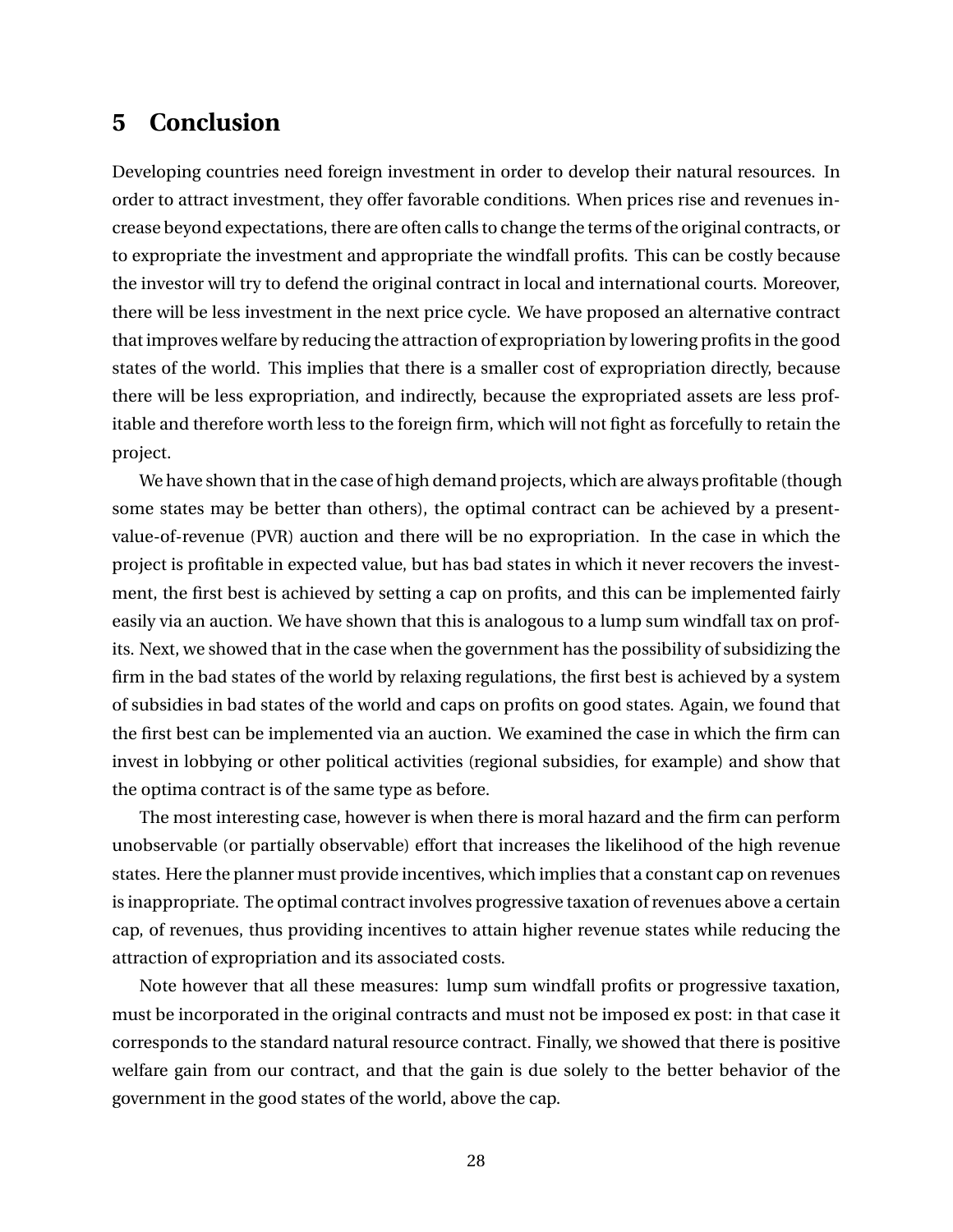# 5 Conclusion

Developing countries need foreign investment in order to develop their natural resources. In order to attract investment, they offer favorable conditions. When prices rise and revenues increase beyond expectations, there are often calls to change the terms of the original contracts, or to expropriate the investment and appropriate the windfall profits. This can be costly because the investor will try to defend the original contract in local and international courts. Moreover, there will be less investment in the next price cycle. We have proposed an alternative contract that improves welfare by reducing the attraction of expropriation by lowering profits in the good states of the world. This implies that there is a smaller cost of expropriation directly, because there will be less expropriation, and indirectly, because the expropriated assets are less profitable and therefore worth less to the foreign firm, which will not fight as forcefully to retain the project.

We have shown that in the case of high demand projects, which are always profitable (though some states may be better than others), the optimal contract can be achieved by a present-value-of-revenue (PVR) auction and there will be no expropriation. In the case in which the project is profitable in expected value, but has bad states in which it never recovers the investment, the first best is achieved by setting a cap on profits, and this can be implemented fairly easily via an auction. We have shown that this is analogous to a lump sum windfall tax on profits. Next, we showed that in the case when the government has the possibility of subsidizing the firm in the bad states of the world by relaxing regulations, the first best is achieved by a system of subsidies in bad states of the world and caps on profits on good states. Again, we found that the first best can be implemented via an auction. We examined the case in which the firm can invest in lobbying or other political activities (regional subsidies, for example) and show that the optima contract is of the same type as before.

The most interesting case, however is when there is moral hazard and the firm can perform unobservable (or partially observable) effort that increases the likelihood of the high revenue states. Here the planner must provide incentives, which implies that a constant cap on revenues is inappropriate. The optimal contract involves progressive taxation of revenues above a certain cap, of revenues, thus providing incentives to attain higher revenue states while reducing the attraction of expropriation and its associated costs.

Note however that all these measures: lump sum windfall profits or progressive taxation, must be incorporated in the original contracts and must not be imposed ex post: in that case it corresponds to the standard natural resource contract. Finally, we showed that there is positive welfare gain from our contract, and that the gain is due solely to the better behavior of the government in the good states of the world, above the cap.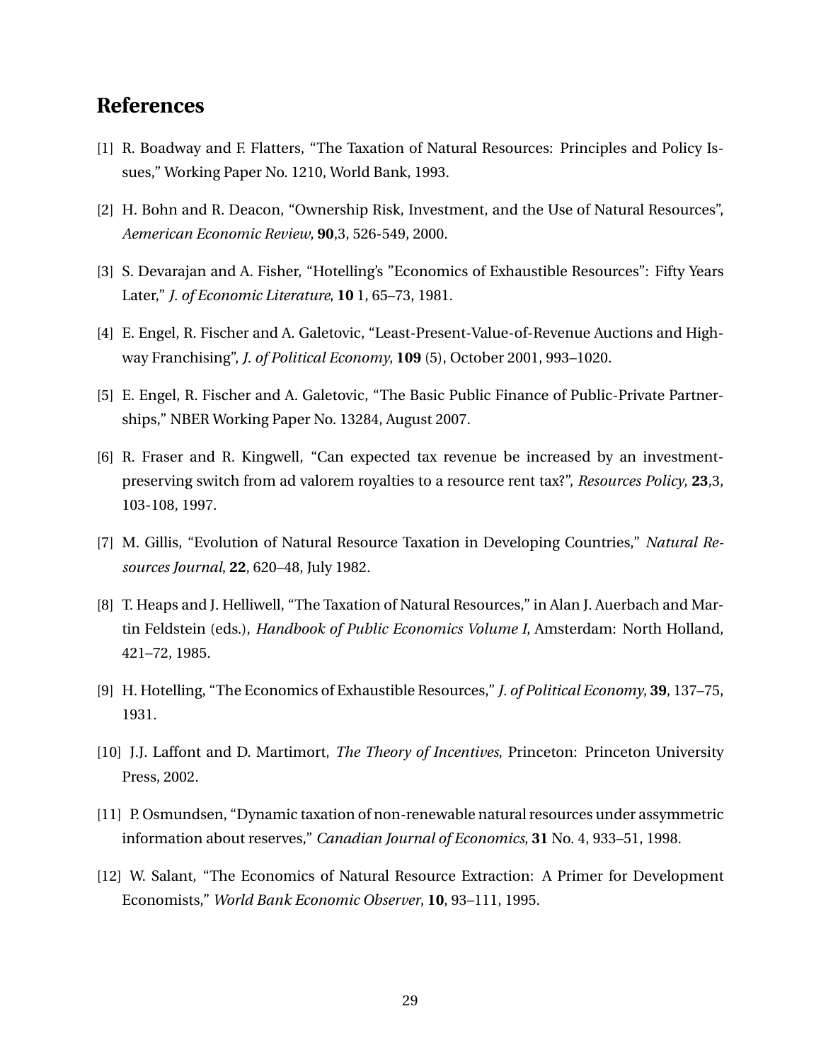## References

[1] R. Boadway and F. Flatters, "The Taxation of Natural Resources: Principles and Policy Issues," Working Paper No. 1210, World Bank, 1993.

[2] H. Bohn and R. Deacon, "Ownership Risk, Investment, and the Use of Natural Resources", *Aemerican Economic Review*, **90**,3, 526-549, 2000.

[3] S. Devarajan and A. Fisher, "Hotelling's "Economics of Exhaustible Resources": Fifty Years Later," *J. of Economic Literature*, **10** 1, 65–73, 1981.

[4] E. Engel, R. Fischer and A. Galetovic, "Least-Present-Value-of-Revenue Auctions and Highway Franchising", *J. of Political Economy*, **109** (5), October 2001, 993–1020.

[5] E. Engel, R. Fischer and A. Galetovic, "The Basic Public Finance of Public-Private Partnerships," NBER Working Paper No. 13284, August 2007.

[6] R. Fraser and R. Kingwell, "Can expected tax revenue be increased by an investment-preserving switch from ad valorem royalties to a resource rent tax?", *Resources Policy*, **23**,3, 103-108, 1997.

[7] M. Gillis, "Evolution of Natural Resource Taxation in Developing Countries," *Natural Resources Journal*, **22**, 620–48, July 1982.

[8] T. Heaps and J. Helliwell, "The Taxation of Natural Resources," in Alan J. Auerbach and Martin Feldstein (eds.), *Handbook of Public Economics Volume I*, Amsterdam: North Holland, 421–72, 1985.

[9] H. Hotelling, "The Economics of Exhaustible Resources," *J. of Political Economy*, **39**, 137–75, 1931.

[10] J.J. Laffont and D. Martimort, *The Theory of Incentives*, Princeton: Princeton University Press, 2002.

[11] P. Osmundsen, "Dynamic taxation of non-renewable natural resources under assymmetric information about reserves," *Canadian Journal of Economics*, **31** No. 4, 933–51, 1998.

[12] W. Salant, "The Economics of Natural Resource Extraction: A Primer for Development Economists," *World Bank Economic Observer*, **10**, 93–111, 1995.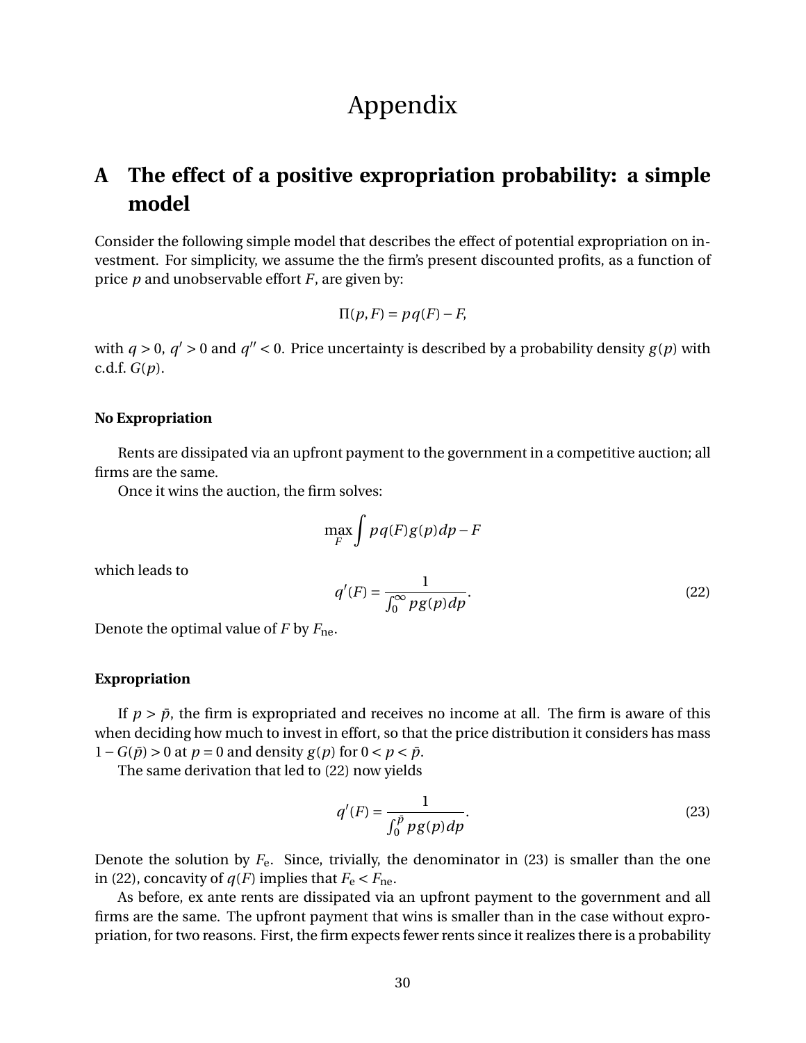# Appendix

## A The effect of a positive expropriation probability: a simple model

Consider the following simple model that describes the effect of potential expropriation on investment. For simplicity, we assume the the firm's present discounted profits, as a function of price $p$ and unobservable effort $F$, are given by:

$$\Pi(p,F) = pq(F) - F,$$

with $q > 0$, $q' > 0$ and $q'' < 0$. Price uncertainty is described by a probability density $g(p)$ with c.d.f. $G(p)$.

#### No Expropriation

Rents are dissipated via an upfront payment to the government in a competitive auction; all firms are the same.

Once it wins the auction, the firm solves:

$$\max_F \int pq(F)g(p)dp - F$$

which leads to

$$q'(F) = \frac{1}{\int_0^\infty pg(p)dp}. \tag{22}$$

Denote the optimal value of $F$ by $F_{\text{ne}}$.

#### Expropriation

If $p > \bar{p}$, the firm is expropriated and receives no income at all. The firm is aware of this when deciding how much to invest in effort, so that the price distribution it considers has mass $1 - G(\bar{p}) > 0$ at $p = 0$ and density $g(p)$ for $0 < p < \bar{p}$.

The same derivation that led to (22) now yields

$$q'(F) = \frac{1}{\int_0^{\bar{p}} pg(p)dp}. \tag{23}$$

Denote the solution by $F_{\text{e}}$. Since, trivially, the denominator in (23) is smaller than the one in (22), concavity of $q(F)$ implies that $F_{\text{e}} < F_{\text{ne}}$.

As before, ex ante rents are dissipated via an upfront payment to the government and all firms are the same. The upfront payment that wins is smaller than in the case without expropriation, for two reasons. First, the firm expects fewer rents since it realizes there is a probability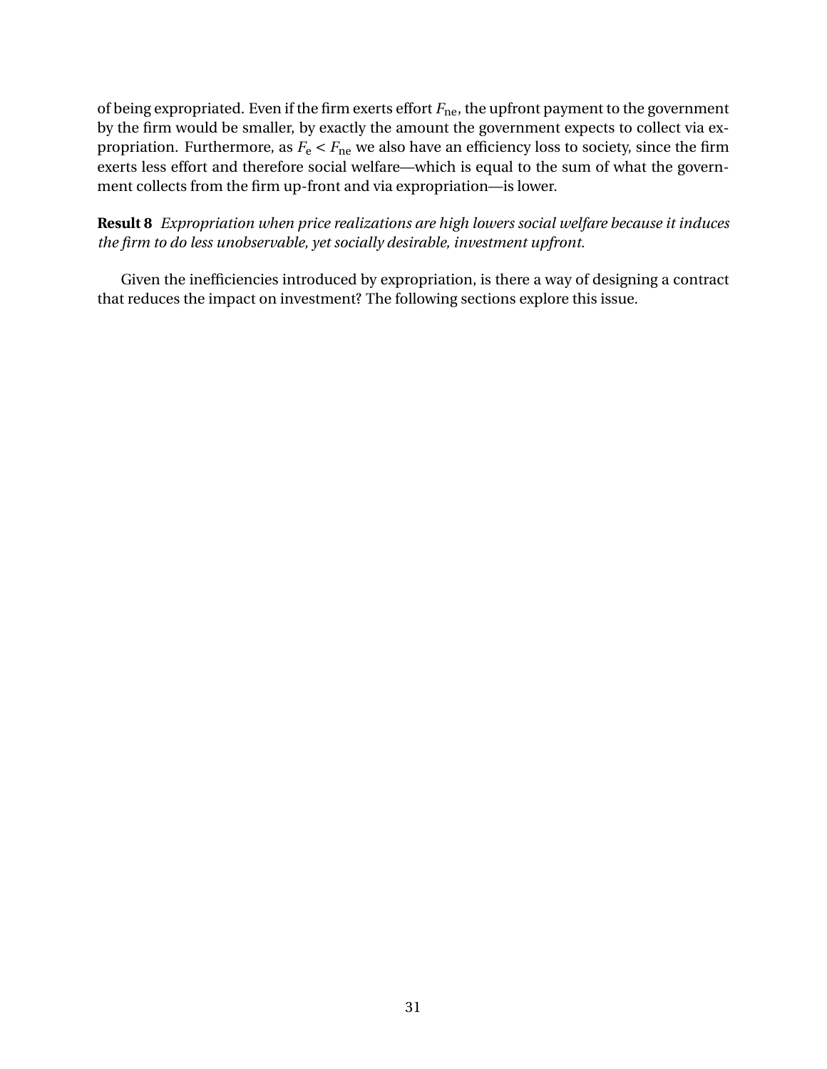of being expropriated. Even if the firm exerts effort $F_{\text{ne}}$, the upfront payment to the government by the firm would be smaller, by exactly the amount the government expects to collect via expropriation. Furthermore, as $F_{\text{e}} < F_{\text{ne}}$ we also have an efficiency loss to society, since the firm exerts less effort and therefore social welfare—which is equal to the sum of what the government collects from the firm up-front and via expropriation—is lower.

**Result 8** *Expropriation when price realizations are high lowers social welfare because it induces the firm to do less unobservable, yet socially desirable, investment upfront.*

Given the inefficiencies introduced by expropriation, is there a way of designing a contract that reduces the impact on investment? The following sections explore this issue.